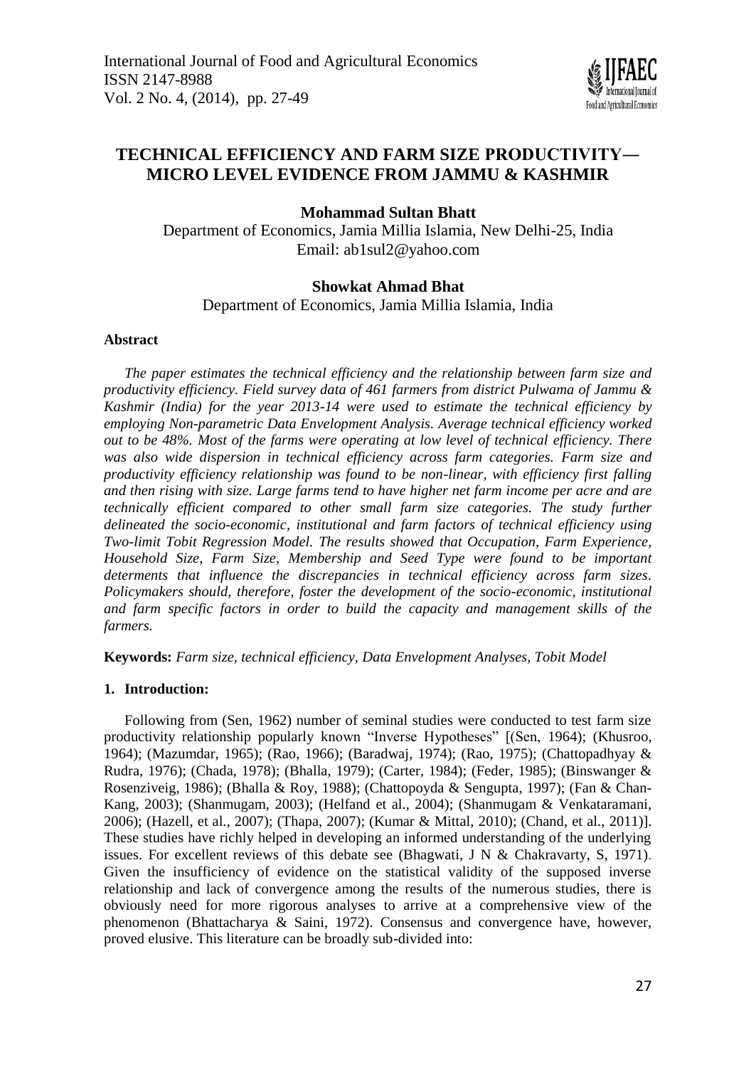# TECHNICAL EFFICIENCY AND FARM SIZE PRODUCTIVITY— MICRO LEVEL EVIDENCE FROM JAMMU & KASHMIR

**Mohammad Sultan Bhatt**

Department of Economics, Jamia Millia Islamia, New Delhi-25, India
Email: ab1sul2@yahoo.com

**Showkat Ahmad Bhat**

Department of Economics, Jamia Millia Islamia, India

### Abstract

*The paper estimates the technical efficiency and the relationship between farm size and productivity efficiency. Field survey data of 461 farmers from district Pulwama of Jammu & Kashmir (India) for the year 2013-14 were used to estimate the technical efficiency by employing Non-parametric Data Envelopment Analysis. Average technical efficiency worked out to be 48%. Most of the farms were operating at low level of technical efficiency. There was also wide dispersion in technical efficiency across farm categories. Farm size and productivity efficiency relationship was found to be non-linear, with efficiency first falling and then rising with size. Large farms tend to have higher net farm income per acre and are technically efficient compared to other small farm size categories. The study further delineated the socio-economic, institutional and farm factors of technical efficiency using Two-limit Tobit Regression Model. The results showed that Occupation, Farm Experience, Household Size, Farm Size, Membership and Seed Type were found to be important determents that influence the discrepancies in technical efficiency across farm sizes. Policymakers should, therefore, foster the development of the socio-economic, institutional and farm specific factors in order to build the capacity and management skills of the farmers.*

**Keywords:** *Farm size, technical efficiency, Data Envelopment Analyses, Tobit Model*

## 1. Introduction:

Following from (Sen, 1962) number of seminal studies were conducted to test farm size productivity relationship popularly known "Inverse Hypotheses" [(Sen, 1964); (Khusroo, 1964); (Mazumdar, 1965); (Rao, 1966); (Baradwaj, 1974); (Rao, 1975); (Chattopadhyay & Rudra, 1976); (Chada, 1978); (Bhalla, 1979); (Carter, 1984); (Feder, 1985); (Binswanger & Rosenziveig, 1986); (Bhalla & Roy, 1988); (Chattopoyda & Sengupta, 1997); (Fan & Chan-Kang, 2003); (Shanmugam, 2003); (Helfand et al., 2004); (Shanmugam & Venkataramani, 2006); (Hazell, et al., 2007); (Thapa, 2007); (Kumar & Mittal, 2010); (Chand, et al., 2011)]. These studies have richly helped in developing an informed understanding of the underlying issues. For excellent reviews of this debate see (Bhagwati, J N & Chakravarty, S, 1971). Given the insufficiency of evidence on the statistical validity of the supposed inverse relationship and lack of convergence among the results of the numerous studies, there is obviously need for more rigorous analyses to arrive at a comprehensive view of the phenomenon (Bhattacharya & Saini, 1972). Consensus and convergence have, however, proved elusive. This literature can be broadly sub-divided into: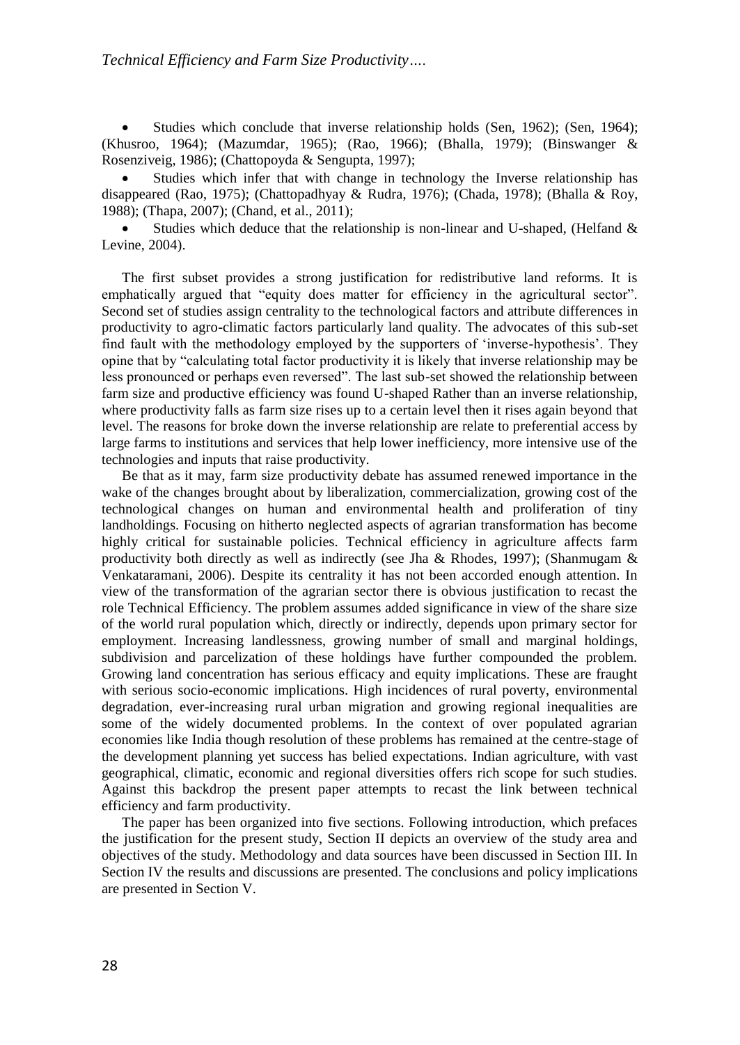- Studies which conclude that inverse relationship holds (Sen, 1962); (Sen, 1964); (Khusroo, 1964); (Mazumdar, 1965); (Rao, 1966); (Bhalla, 1979); (Binswanger & Rosenziveig, 1986); (Chattopoyda & Sengupta, 1997);
- Studies which infer that with change in technology the Inverse relationship has disappeared (Rao, 1975); (Chattopadhyay & Rudra, 1976); (Chada, 1978); (Bhalla & Roy, 1988); (Thapa, 2007); (Chand, et al., 2011);
- Studies which deduce that the relationship is non-linear and U-shaped, (Helfand & Levine, 2004).

The first subset provides a strong justification for redistributive land reforms. It is emphatically argued that "equity does matter for efficiency in the agricultural sector". Second set of studies assign centrality to the technological factors and attribute differences in productivity to agro-climatic factors particularly land quality. The advocates of this sub-set find fault with the methodology employed by the supporters of 'inverse-hypothesis'. They opine that by "calculating total factor productivity it is likely that inverse relationship may be less pronounced or perhaps even reversed". The last sub-set showed the relationship between farm size and productive efficiency was found U-shaped Rather than an inverse relationship, where productivity falls as farm size rises up to a certain level then it rises again beyond that level. The reasons for broke down the inverse relationship are relate to preferential access by large farms to institutions and services that help lower inefficiency, more intensive use of the technologies and inputs that raise productivity.

Be that as it may, farm size productivity debate has assumed renewed importance in the wake of the changes brought about by liberalization, commercialization, growing cost of the technological changes on human and environmental health and proliferation of tiny landholdings. Focusing on hitherto neglected aspects of agrarian transformation has become highly critical for sustainable policies. Technical efficiency in agriculture affects farm productivity both directly as well as indirectly (see Jha & Rhodes, 1997); (Shanmugam & Venkataramani, 2006). Despite its centrality it has not been accorded enough attention. In view of the transformation of the agrarian sector there is obvious justification to recast the role Technical Efficiency. The problem assumes added significance in view of the share size of the world rural population which, directly or indirectly, depends upon primary sector for employment. Increasing landlessness, growing number of small and marginal holdings, subdivision and parcelization of these holdings have further compounded the problem. Growing land concentration has serious efficacy and equity implications. These are fraught with serious socio-economic implications. High incidences of rural poverty, environmental degradation, ever-increasing rural urban migration and growing regional inequalities are some of the widely documented problems. In the context of over populated agrarian economies like India though resolution of these problems has remained at the centre-stage of the development planning yet success has belied expectations. Indian agriculture, with vast geographical, climatic, economic and regional diversities offers rich scope for such studies. Against this backdrop the present paper attempts to recast the link between technical efficiency and farm productivity.

The paper has been organized into five sections. Following introduction, which prefaces the justification for the present study, Section II depicts an overview of the study area and objectives of the study. Methodology and data sources have been discussed in Section III. In Section IV the results and discussions are presented. The conclusions and policy implications are presented in Section V.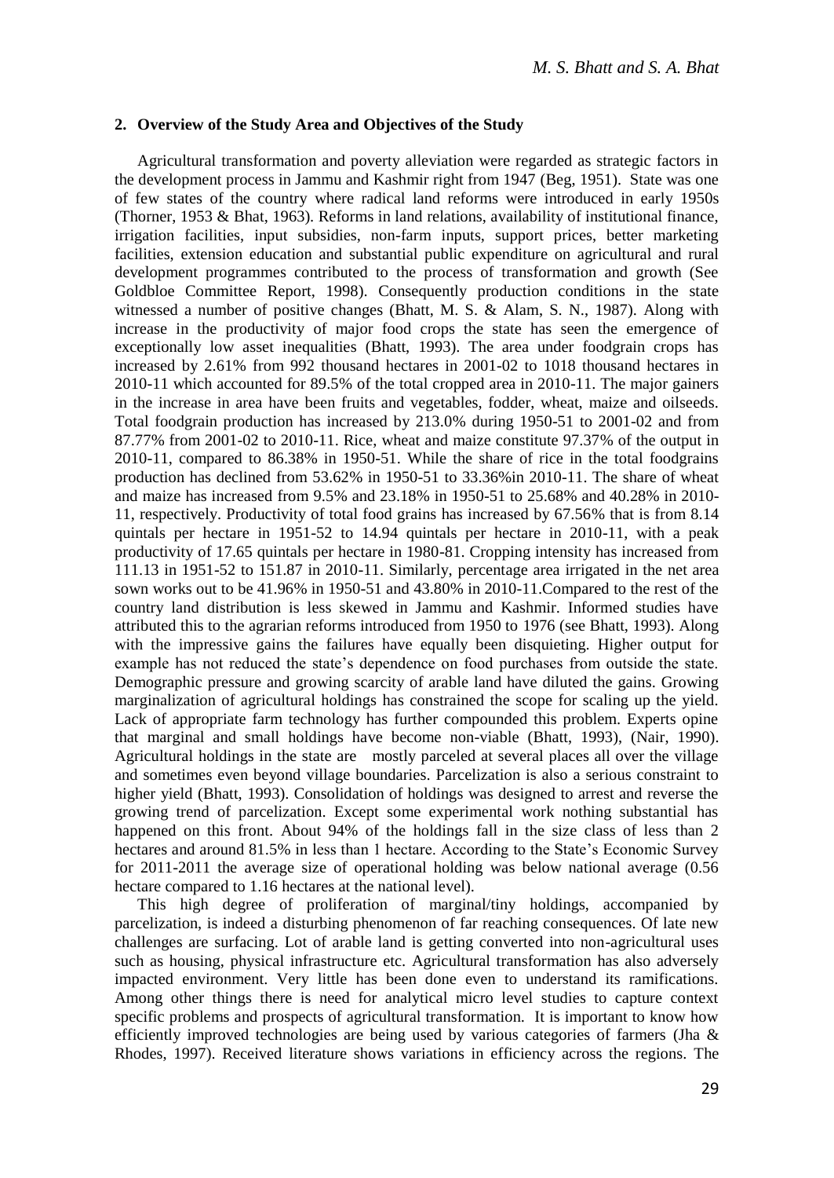### 2. Overview of the Study Area and Objectives of the Study

Agricultural transformation and poverty alleviation were regarded as strategic factors in the development process in Jammu and Kashmir right from 1947 (Beg, 1951). State was one of few states of the country where radical land reforms were introduced in early 1950s (Thorner, 1953 & Bhat, 1963). Reforms in land relations, availability of institutional finance, irrigation facilities, input subsidies, non-farm inputs, support prices, better marketing facilities, extension education and substantial public expenditure on agricultural and rural development programmes contributed to the process of transformation and growth (See Goldbloe Committee Report, 1998). Consequently production conditions in the state witnessed a number of positive changes (Bhatt, M. S. & Alam, S. N., 1987). Along with increase in the productivity of major food crops the state has seen the emergence of exceptionally low asset inequalities (Bhatt, 1993). The area under foodgrain crops has increased by 2.61% from 992 thousand hectares in 2001-02 to 1018 thousand hectares in 2010-11 which accounted for 89.5% of the total cropped area in 2010-11. The major gainers in the increase in area have been fruits and vegetables, fodder, wheat, maize and oilseeds. Total foodgrain production has increased by 213.0% during 1950-51 to 2001-02 and from 87.77% from 2001-02 to 2010-11. Rice, wheat and maize constitute 97.37% of the output in 2010-11, compared to 86.38% in 1950-51. While the share of rice in the total foodgrains production has declined from 53.62% in 1950-51 to 33.36%in 2010-11. The share of wheat and maize has increased from 9.5% and 23.18% in 1950-51 to 25.68% and 40.28% in 2010-11, respectively. Productivity of total food grains has increased by 67.56% that is from 8.14 quintals per hectare in 1951-52 to 14.94 quintals per hectare in 2010-11, with a peak productivity of 17.65 quintals per hectare in 1980-81. Cropping intensity has increased from 111.13 in 1951-52 to 151.87 in 2010-11. Similarly, percentage area irrigated in the net area sown works out to be 41.96% in 1950-51 and 43.80% in 2010-11.Compared to the rest of the country land distribution is less skewed in Jammu and Kashmir. Informed studies have attributed this to the agrarian reforms introduced from 1950 to 1976 (see Bhatt, 1993). Along with the impressive gains the failures have equally been disquieting. Higher output for example has not reduced the state's dependence on food purchases from outside the state. Demographic pressure and growing scarcity of arable land have diluted the gains. Growing marginalization of agricultural holdings has constrained the scope for scaling up the yield. Lack of appropriate farm technology has further compounded this problem. Experts opine that marginal and small holdings have become non-viable (Bhatt, 1993), (Nair, 1990). Agricultural holdings in the state are mostly parceled at several places all over the village and sometimes even beyond village boundaries. Parcelization is also a serious constraint to higher yield (Bhatt, 1993). Consolidation of holdings was designed to arrest and reverse the growing trend of parcelization. Except some experimental work nothing substantial has happened on this front. About 94% of the holdings fall in the size class of less than 2 hectares and around 81.5% in less than 1 hectare. According to the State's Economic Survey for 2011-2011 the average size of operational holding was below national average (0.56 hectare compared to 1.16 hectares at the national level).

This high degree of proliferation of marginal/tiny holdings, accompanied by parcelization, is indeed a disturbing phenomenon of far reaching consequences. Of late new challenges are surfacing. Lot of arable land is getting converted into non-agricultural uses such as housing, physical infrastructure etc. Agricultural transformation has also adversely impacted environment. Very little has been done even to understand its ramifications. Among other things there is need for analytical micro level studies to capture context specific problems and prospects of agricultural transformation. It is important to know how efficiently improved technologies are being used by various categories of farmers (Jha & Rhodes, 1997). Received literature shows variations in efficiency across the regions. The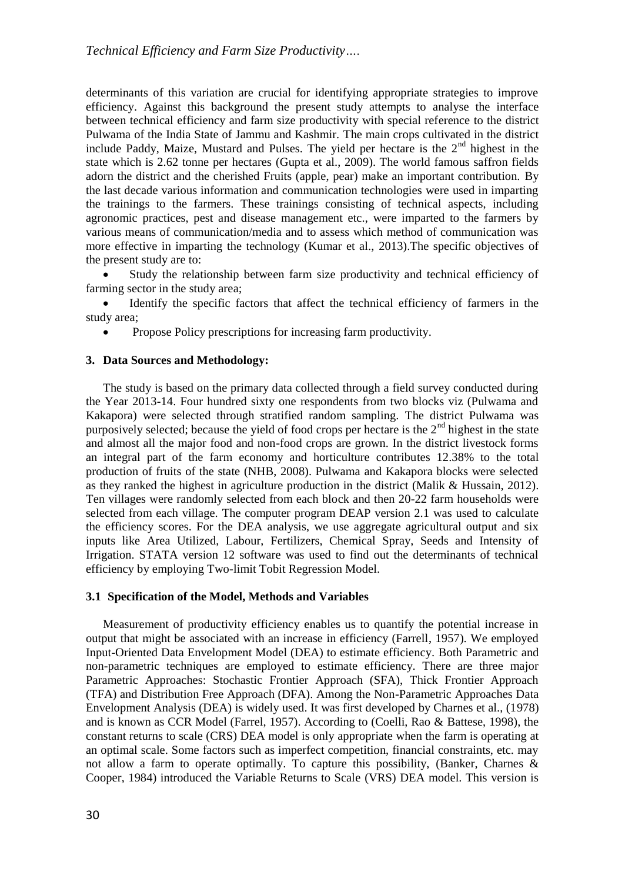determinants of this variation are crucial for identifying appropriate strategies to improve efficiency. Against this background the present study attempts to analyse the interface between technical efficiency and farm size productivity with special reference to the district Pulwama of the India State of Jammu and Kashmir. The main crops cultivated in the district include Paddy, Maize, Mustard and Pulses. The yield per hectare is the 2nd highest in the state which is 2.62 tonne per hectares (Gupta et al., 2009). The world famous saffron fields adorn the district and the cherished Fruits (apple, pear) make an important contribution. By the last decade various information and communication technologies were used in imparting the trainings to the farmers. These trainings consisting of technical aspects, including agronomic practices, pest and disease management etc., were imparted to the farmers by various means of communication/media and to assess which method of communication was more effective in imparting the technology (Kumar et al., 2013).The specific objectives of the present study are to:

- Study the relationship between farm size productivity and technical efficiency of farming sector in the study area;
- Identify the specific factors that affect the technical efficiency of farmers in the study area;
- Propose Policy prescriptions for increasing farm productivity.

## 3. Data Sources and Methodology:

The study is based on the primary data collected through a field survey conducted during the Year 2013-14. Four hundred sixty one respondents from two blocks viz (Pulwama and Kakapora) were selected through stratified random sampling. The district Pulwama was purposively selected; because the yield of food crops per hectare is the 2nd highest in the state and almost all the major food and non-food crops are grown. In the district livestock forms an integral part of the farm economy and horticulture contributes 12.38% to the total production of fruits of the state (NHB, 2008). Pulwama and Kakapora blocks were selected as they ranked the highest in agriculture production in the district (Malik & Hussain, 2012). Ten villages were randomly selected from each block and then 20-22 farm households were selected from each village. The computer program DEAP version 2.1 was used to calculate the efficiency scores. For the DEA analysis, we use aggregate agricultural output and six inputs like Area Utilized, Labour, Fertilizers, Chemical Spray, Seeds and Intensity of Irrigation. STATA version 12 software was used to find out the determinants of technical efficiency by employing Two-limit Tobit Regression Model.

### 3.1 Specification of the Model, Methods and Variables

Measurement of productivity efficiency enables us to quantify the potential increase in output that might be associated with an increase in efficiency (Farrell, 1957). We employed Input-Oriented Data Envelopment Model (DEA) to estimate efficiency. Both Parametric and non-parametric techniques are employed to estimate efficiency. There are three major Parametric Approaches: Stochastic Frontier Approach (SFA), Thick Frontier Approach (TFA) and Distribution Free Approach (DFA). Among the Non-Parametric Approaches Data Envelopment Analysis (DEA) is widely used. It was first developed by Charnes et al., (1978) and is known as CCR Model (Farrel, 1957). According to (Coelli, Rao & Battese, 1998), the constant returns to scale (CRS) DEA model is only appropriate when the farm is operating at an optimal scale. Some factors such as imperfect competition, financial constraints, etc. may not allow a farm to operate optimally. To capture this possibility, (Banker, Charnes & Cooper, 1984) introduced the Variable Returns to Scale (VRS) DEA model. This version is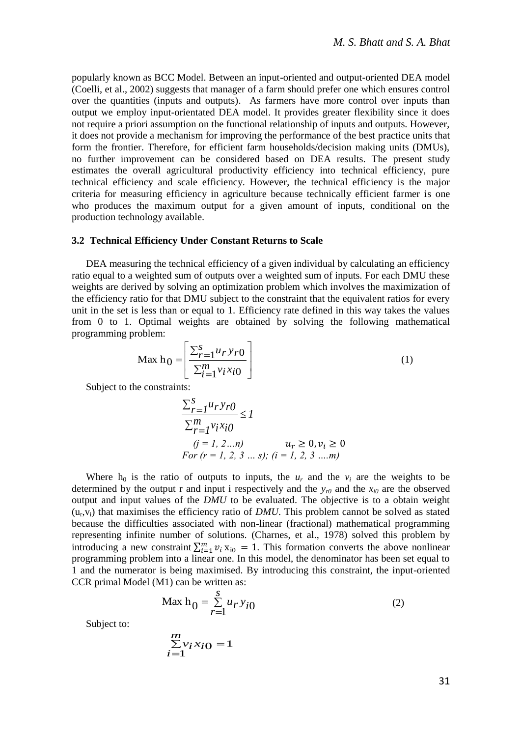popularly known as BCC Model. Between an input-oriented and output-oriented DEA model (Coelli, et al., 2002) suggests that manager of a farm should prefer one which ensures control over the quantities (inputs and outputs). As farmers have more control over inputs than output we employ input-orientated DEA model. It provides greater flexibility since it does not require a priori assumption on the functional relationship of inputs and outputs. However, it does not provide a mechanism for improving the performance of the best practice units that form the frontier. Therefore, for efficient farm households/decision making units (DMUs), no further improvement can be considered based on DEA results. The present study estimates the overall agricultural productivity efficiency into technical efficiency, pure technical efficiency and scale efficiency. However, the technical efficiency is the major criteria for measuring efficiency in agriculture because technically efficient farmer is one who produces the maximum output for a given amount of inputs, conditional on the production technology available.

### 3.2 Technical Efficiency Under Constant Returns to Scale

DEA measuring the technical efficiency of a given individual by calculating an efficiency ratio equal to a weighted sum of outputs over a weighted sum of inputs. For each DMU these weights are derived by solving an optimization problem which involves the maximization of the efficiency ratio for that DMU subject to the constraint that the equivalent ratios for every unit in the set is less than or equal to 1. Efficiency rate defined in this way takes the values from 0 to 1. Optimal weights are obtained by solving the following mathematical programming problem:

$$\text{Max } h_0 = \left[ \frac{\sum_{r=1}^{s} u_r y_{r0}}{\sum_{i=1}^{m} v_i x_{i0}} \right] \tag{1}$$

Subject to the constraints:

$$\frac{\sum_{r=1}^{s} u_r y_{r0}}{\sum_{r=1}^{m} v_i x_{i0}} \leq 1$$

$$(j = 1, 2 \ldots n) \qquad u_r \geq 0, v_i \geq 0$$

$$\text{For } (r = 1, 2, 3 \ldots s); (i = 1, 2, 3 \ldots m)$$

Where $h_0$ is the ratio of outputs to inputs, the $u_r$ and the $v_i$ are the weights to be determined by the output r and input i respectively and the $y_{r0}$ and the $x_{i0}$ are the observed output and input values of the *DMU* to be evaluated. The objective is to a obtain weight $(u_r, v_i)$ that maximises the efficiency ratio of *DMU*. This problem cannot be solved as stated because the difficulties associated with non-linear (fractional) mathematical programming representing infinite number of solutions. (Charnes, et al., 1978) solved this problem by introducing a new constraint $\sum_{i=1}^{m} v_i x_{i0} = 1$. This formation converts the above nonlinear programming problem into a linear one. In this model, the denominator has been set equal to 1 and the numerator is being maximised. By introducing this constraint, the input-oriented CCR primal Model (M1) can be written as:

$$\text{Max } h_0 = \sum_{r=1}^{s} u_r y_{i0} \tag{2}$$

Subject to:

$$\sum_{i=1}^{m} v_i x_{i0} = 1$$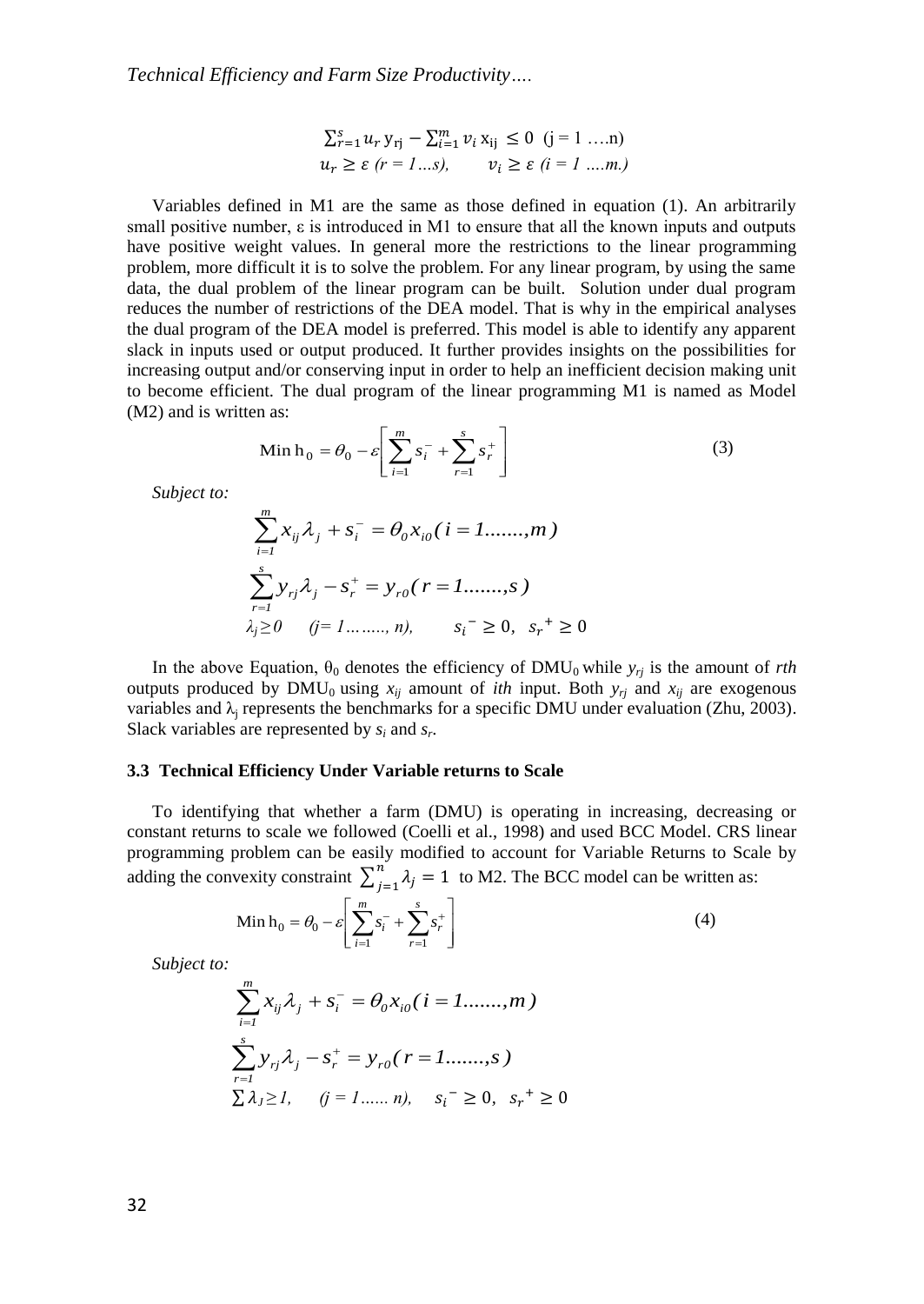$$\sum_{r=1}^{s} u_r \, y_{rj} - \sum_{i=1}^{m} v_i \, x_{ij} \leq 0 \quad (j = 1 \; ....n)$$

$$u_r \geq \varepsilon \; (r = 1...s), \qquad v_i \geq \varepsilon \; (i = 1 \; ....m.)$$

Variables defined in M1 are the same as those defined in equation (1). An arbitrarily small positive number, ε is introduced in M1 to ensure that all the known inputs and outputs have positive weight values. In general more the restrictions to the linear programming problem, more difficult it is to solve the problem. For any linear program, by using the same data, the dual problem of the linear program can be built. Solution under dual program reduces the number of restrictions of the DEA model. That is why in the empirical analyses the dual program of the DEA model is preferred. This model is able to identify any apparent slack in inputs used or output produced. It further provides insights on the possibilities for increasing output and/or conserving input in order to help an inefficient decision making unit to become efficient. The dual program of the linear programming M1 is named as Model (M2) and is written as:

$$\text{Min } h_0 = \theta_0 - \varepsilon \left[ \sum_{i=1}^{m} s_i^- + \sum_{r=1}^{s} s_r^+ \right] \tag{3}$$

*Subject to:*

$$\sum_{i=1}^{m} x_{ij} \lambda_j + s_i^- = \theta_0 x_{i0} (\, i = 1.......,m \,)$$

$$\sum_{r=1}^{s} y_{rj} \lambda_j - s_r^+ = y_{r0} (\, r = 1.......,s \,)$$

$$\lambda_j \geq 0 \quad (j = 1 \; ......., n), \qquad s_i^- \geq 0, \;\; s_r^+ \geq 0$$

In the above Equation, $\theta_0$ denotes the efficiency of $DMU_0$ while $y_{rj}$ is the amount of *rth* outputs produced by $DMU_0$ using $x_{ij}$ amount of *ith* input. Both $y_{rj}$ and $x_{ij}$ are exogenous variables and $\lambda_j$ represents the benchmarks for a specific DMU under evaluation (Zhu, 2003). Slack variables are represented by $s_i$ and $s_r$.

### 3.3 Technical Efficiency Under Variable returns to Scale

To identifying that whether a farm (DMU) is operating in increasing, decreasing or constant returns to scale we followed (Coelli et al., 1998) and used BCC Model. CRS linear programming problem can be easily modified to account for Variable Returns to Scale by adding the convexity constraint $\sum_{j=1}^{n} \lambda_j = 1$ to M2. The BCC model can be written as:

$$\text{Min } h_0 = \theta_0 - \varepsilon \left[ \sum_{i=1}^{m} s_i^- + \sum_{r=1}^{s} s_r^+ \right] \tag{4}$$

*Subject to:*

$$\sum_{i=1}^{m} x_{ij} \lambda_j + s_i^- = \theta_0 x_{i0} (\, i = 1.......,m \,)$$

$$\sum_{r=1}^{s} y_{rj} \lambda_j - s_r^+ = y_{r0} (\, r = 1.......,s \,)$$

$$\sum \lambda_J \geq 1, \quad (j = 1 \; ...... \; n), \quad s_i^- \geq 0, \;\; s_r^+ \geq 0$$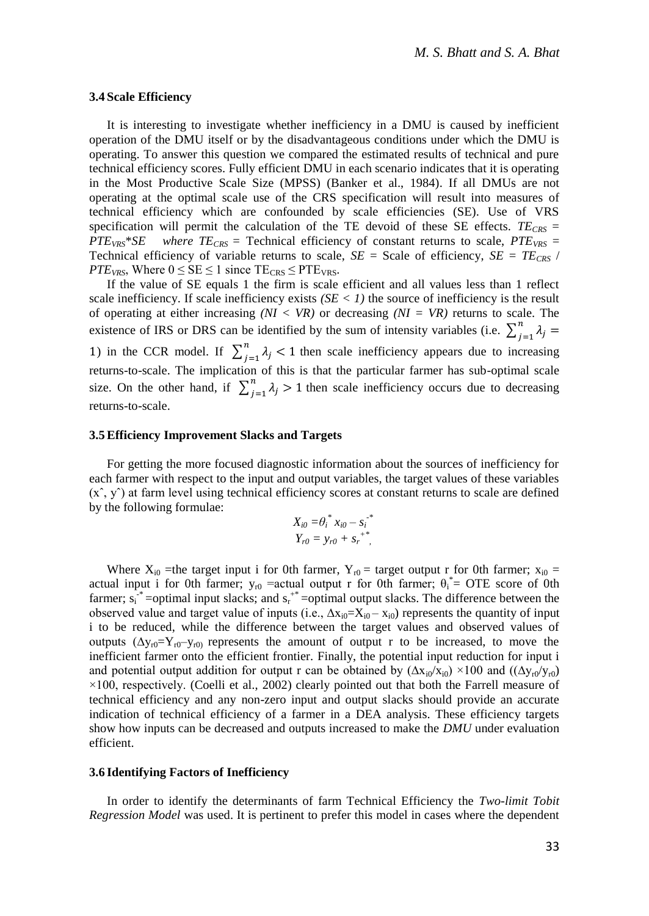### 3.4 Scale Efficiency

It is interesting to investigate whether inefficiency in a DMU is caused by inefficient operation of the DMU itself or by the disadvantageous conditions under which the DMU is operating. To answer this question we compared the estimated results of technical and pure technical efficiency scores. Fully efficient DMU in each scenario indicates that it is operating in the Most Productive Scale Size (MPSS) (Banker et al., 1984). If all DMUs are not operating at the optimal scale use of the CRS specification will result into measures of technical efficiency which are confounded by scale efficiencies (SE). Use of VRS specification will permit the calculation of the TE devoid of these SE effects. $TE_{CRS} = PTE_{VRS}*SE$ where $TE_{CRS}$ = Technical efficiency of constant returns to scale, $PTE_{VRS}$ = Technical efficiency of variable returns to scale, $SE$ = Scale of efficiency, $SE = TE_{CRS} / PTE_{VRS}$, Where $0 \leq SE \leq 1$ since $TE_{CRS} \leq PTE_{VRS}$.

If the value of SE equals 1 the firm is scale efficient and all values less than 1 reflect scale inefficiency. If scale inefficiency exists *(SE < 1)* the source of inefficiency is the result of operating at either increasing *(NI < VR)* or decreasing *(NI = VR)* returns to scale. The existence of IRS or DRS can be identified by the sum of intensity variables (i.e. $\sum_{j=1}^{n} \lambda_j = 1$) in the CCR model. If $\sum_{j=1}^{n} \lambda_j < 1$ then scale inefficiency appears due to increasing returns-to-scale. The implication of this is that the particular farmer has sub-optimal scale size. On the other hand, if $\sum_{j=1}^{n} \lambda_j > 1$ then scale inefficiency occurs due to decreasing returns-to-scale.

### 3.5 Efficiency Improvement Slacks and Targets

For getting the more focused diagnostic information about the sources of inefficiency for each farmer with respect to the input and output variables, the target values of these variables ($\hat{x}$, $\hat{y}$) at farm level using technical efficiency scores at constant returns to scale are defined by the following formulae:

$$X_{i0} = \theta_i^* x_{i0} - s_i^{-*}$$
$$Y_{r0} = y_{r0} + s_r^{+*},$$

Where $X_{i0}$ =the target input i for 0th farmer, $Y_{r0}$ = target output r for 0th farmer; $x_{i0}$ = actual input i for 0th farmer; $y_{r0}$ =actual output r for 0th farmer; $\theta_i^*$= OTE score of 0th farmer; $s_i^{-*}$ =optimal input slacks; and $s_r^{+*}$ =optimal output slacks. The difference between the observed value and target value of inputs (i.e., $\Delta x_{i0} = X_{i0} - x_{i0}$) represents the quantity of input i to be reduced, while the difference between the target values and observed values of outputs ($\Delta y_{r0} = Y_{r0} - y_{r0}$) represents the amount of output r to be increased, to move the inefficient farmer onto the efficient frontier. Finally, the potential input reduction for input i and potential output addition for output r can be obtained by $(\Delta x_{i0}/x_{i0}) \times 100$ and $((\Delta y_{r0}/y_{r0}) \times 100$, respectively. (Coelli et al., 2002) clearly pointed out that both the Farrell measure of technical efficiency and any non-zero input and output slacks should provide an accurate indication of technical efficiency of a farmer in a DEA analysis. These efficiency targets show how inputs can be decreased and outputs increased to make the *DMU* under evaluation efficient.

### 3.6 Identifying Factors of Inefficiency

In order to identify the determinants of farm Technical Efficiency the *Two-limit Tobit Regression Model* was used. It is pertinent to prefer this model in cases where the dependent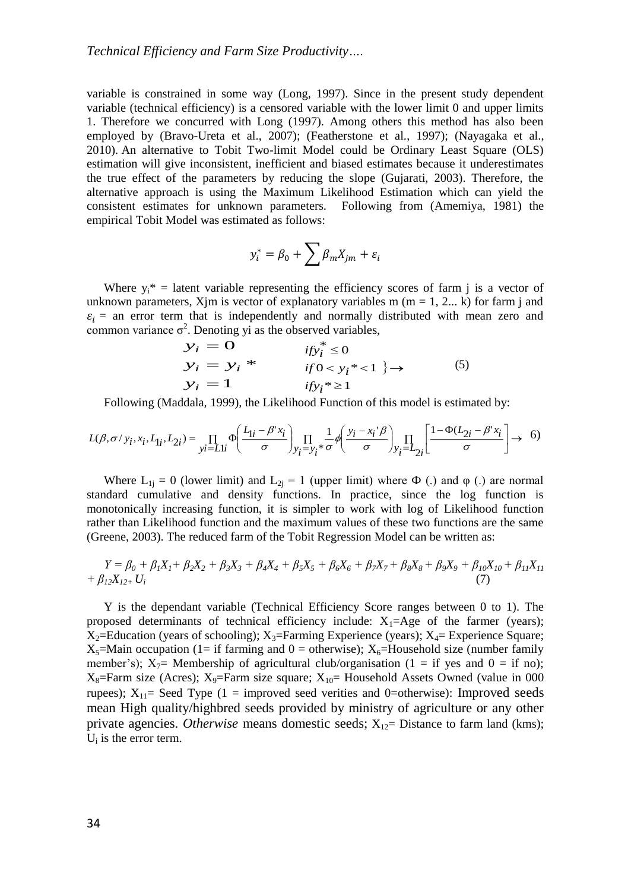variable is constrained in some way (Long, 1997). Since in the present study dependent variable (technical efficiency) is a censored variable with the lower limit 0 and upper limits 1. Therefore we concurred with Long (1997). Among others this method has also been employed by (Bravo-Ureta et al., 2007); (Featherstone et al., 1997); (Nayagaka et al., 2010). An alternative to Tobit Two-limit Model could be Ordinary Least Square (OLS) estimation will give inconsistent, inefficient and biased estimates because it underestimates the true effect of the parameters by reducing the slope (Gujarati, 2003). Therefore, the alternative approach is using the Maximum Likelihood Estimation which can yield the consistent estimates for unknown parameters. Following from (Amemiya, 1981) the empirical Tobit Model was estimated as follows:

$$y_i^* = \beta_0 + \sum \beta_m X_{jm} + \varepsilon_i$$

Where $y_i^*$ = latent variable representing the efficiency scores of farm j is a vector of unknown parameters, Xjm is vector of explanatory variables m (m = 1, 2... k) for farm j and $\varepsilon_i$ = an error term that is independently and normally distributed with mean zero and common variance $\sigma^2$. Denoting yi as the observed variables,

$$\left.\begin{array}{ll} y_i = 0 & if\, y_i^* \leq 0 \\ y_i = y_i^* & if\, 0 < y_i^* < 1 \\ y_i = 1 & if\, y_i^* \geq 1 \end{array}\right\} \rightarrow \qquad (5)$$

Following (Maddala, 1999), the Likelihood Function of this model is estimated by:

$$L(\beta, \sigma / y_i, x_i, L_{1i}, L_{2i}) = \prod_{yi=L1i} \Phi\left(\frac{L_{1i} - \beta' x_i}{\sigma}\right) \prod_{y_i = y_i^*} \frac{1}{\sigma} \phi\left(\frac{y_i - x_i' \beta}{\sigma}\right) \prod_{y_i = L_{2i}} \left[\frac{1 - \Phi(L_{2i} - \beta' x_i}{\sigma}\right] \rightarrow \quad 6)$$

Where $L_{1j}$ = 0 (lower limit) and $L_{2j}$ = 1 (upper limit) where Φ (.) and φ (.) are normal standard cumulative and density functions. In practice, since the log function is monotonically increasing function, it is simpler to work with log of Likelihood function rather than Likelihood function and the maximum values of these two functions are the same (Greene, 2003). The reduced farm of the Tobit Regression Model can be written as:

$$Y = \beta_0 + \beta_1 X_1 + \beta_2 X_2 + \beta_3 X_3 + \beta_4 X_4 + \beta_5 X_5 + \beta_6 X_6 + \beta_7 X_7 + \beta_8 X_8 + \beta_9 X_9 + \beta_{10} X_{10} + \beta_{11} X_{11} + \beta_{12} X_{12} + U_i \qquad (7)$$

Y is the dependant variable (Technical Efficiency Score ranges between 0 to 1). The proposed determinants of technical efficiency include: $X_1$=Age of the farmer (years); $X_2$=Education (years of schooling); $X_3$=Farming Experience (years); $X_4$= Experience Square; $X_5$=Main occupation (1= if farming and 0 = otherwise); $X_6$=Household size (number family member's); $X_7$= Membership of agricultural club/organisation (1 = if yes and 0 = if no); $X_8$=Farm size (Acres); $X_9$=Farm size square; $X_{10}$= Household Assets Owned (value in 000 rupees); $X_{11}$= Seed Type (1 = improved seed verities and 0=otherwise): Improved seeds mean High quality/highbred seeds provided by ministry of agriculture or any other private agencies. *Otherwise* means domestic seeds; $X_{12}$= Distance to farm land (kms); $U_i$ is the error term.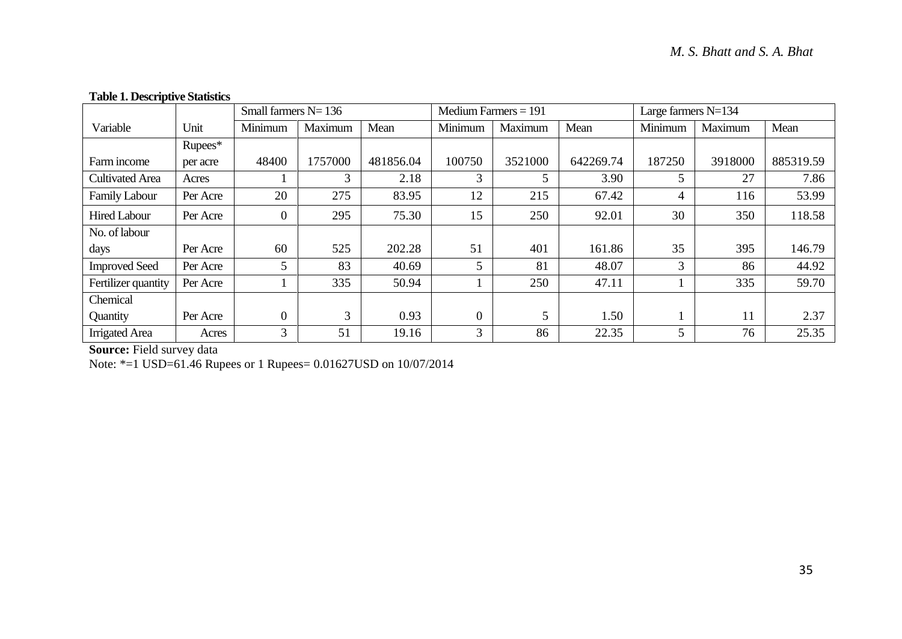**Table 1. Descriptive Statistics**

| Variable | Unit | Small farmers N= 136 | | | Medium Farmers = 191 | | | Large farmers N=134 | | |
|---|---|---|---|---|---|---|---|---|---|---|
| | | Minimum | Maximum | Mean | Minimum | Maximum | Mean | Minimum | Maximum | Mean |
| Farm income | Rupees* per acre | 48400 | 1757000 | 481856.04 | 100750 | 3521000 | 642269.74 | 187250 | 3918000 | 885319.59 |
| Cultivated Area | Acres | 1 | 3 | 2.18 | 3 | 5 | 3.90 | 5 | 27 | 7.86 |
| Family Labour | Per Acre | 20 | 275 | 83.95 | 12 | 215 | 67.42 | 4 | 116 | 53.99 |
| Hired Labour | Per Acre | 0 | 295 | 75.30 | 15 | 250 | 92.01 | 30 | 350 | 118.58 |
| No. of labour days | Per Acre | 60 | 525 | 202.28 | 51 | 401 | 161.86 | 35 | 395 | 146.79 |
| Improved Seed | Per Acre | 5 | 83 | 40.69 | 5 | 81 | 48.07 | 3 | 86 | 44.92 |
| Fertilizer quantity | Per Acre | 1 | 335 | 50.94 | 1 | 250 | 47.11 | 1 | 335 | 59.70 |
| Chemical Quantity | Per Acre | 0 | 3 | 0.93 | 0 | 5 | 1.50 | 1 | 11 | 2.37 |
| Irrigated Area | Acres | 3 | 51 | 19.16 | 3 | 86 | 22.35 | 5 | 76 | 25.35 |

**Source:** Field survey data

Note: *=1 USD=61.46 Rupees or 1 Rupees= 0.01627USD on 10/07/2014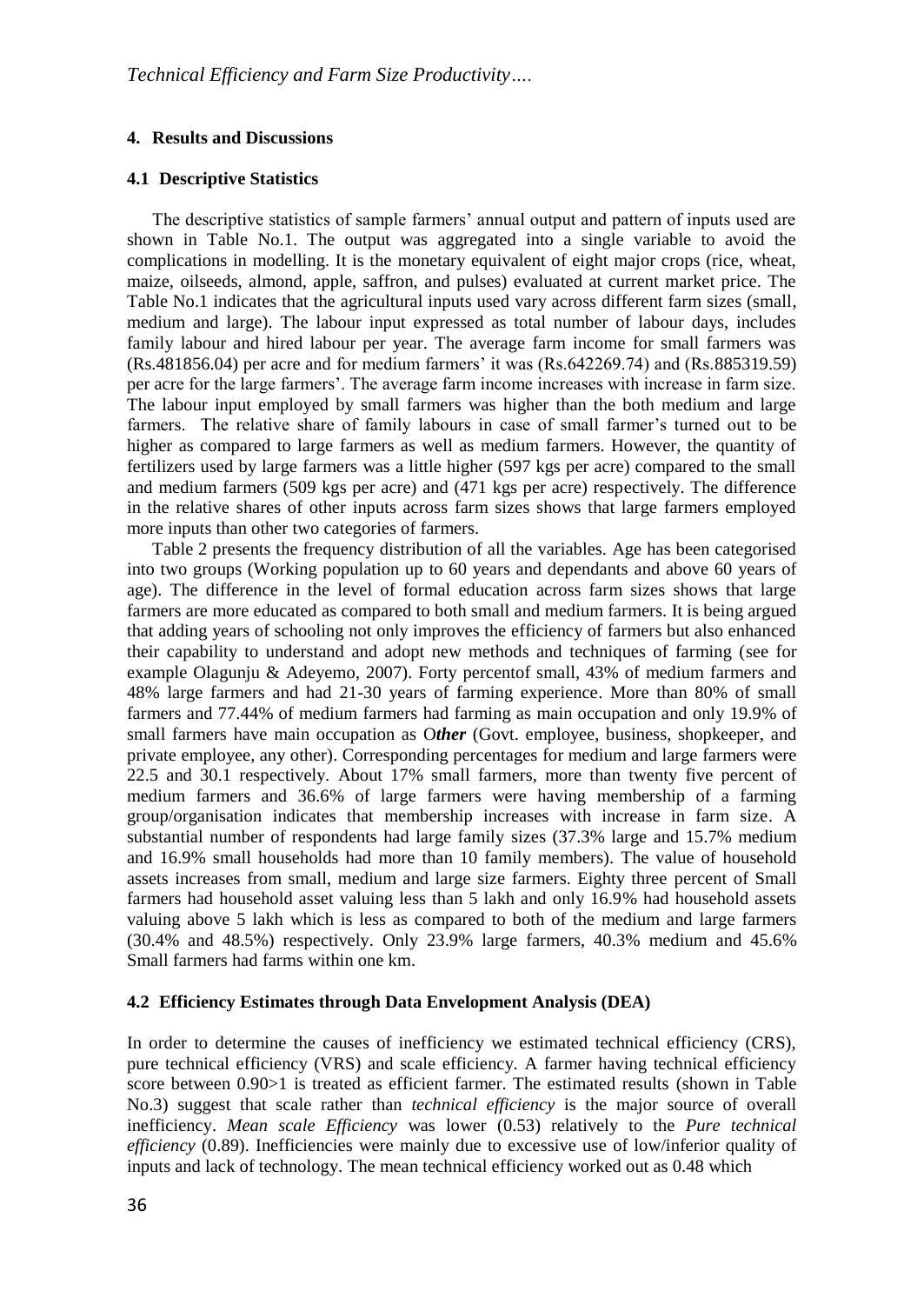## 4. Results and Discussions

### 4.1 Descriptive Statistics

The descriptive statistics of sample farmers' annual output and pattern of inputs used are shown in Table No.1. The output was aggregated into a single variable to avoid the complications in modelling. It is the monetary equivalent of eight major crops (rice, wheat, maize, oilseeds, almond, apple, saffron, and pulses) evaluated at current market price. The Table No.1 indicates that the agricultural inputs used vary across different farm sizes (small, medium and large). The labour input expressed as total number of labour days, includes family labour and hired labour per year. The average farm income for small farmers was (Rs.481856.04) per acre and for medium farmers' it was (Rs.642269.74) and (Rs.885319.59) per acre for the large farmers'. The average farm income increases with increase in farm size. The labour input employed by small farmers was higher than the both medium and large farmers. The relative share of family labours in case of small farmer's turned out to be higher as compared to large farmers as well as medium farmers. However, the quantity of fertilizers used by large farmers was a little higher (597 kgs per acre) compared to the small and medium farmers (509 kgs per acre) and (471 kgs per acre) respectively. The difference in the relative shares of other inputs across farm sizes shows that large farmers employed more inputs than other two categories of farmers.

Table 2 presents the frequency distribution of all the variables. Age has been categorised into two groups (Working population up to 60 years and dependants and above 60 years of age). The difference in the level of formal education across farm sizes shows that large farmers are more educated as compared to both small and medium farmers. It is being argued that adding years of schooling not only improves the efficiency of farmers but also enhanced their capability to understand and adopt new methods and techniques of farming (see for example Olagunju & Adeyemo, 2007). Forty percentof small, 43% of medium farmers and 48% large farmers and had 21-30 years of farming experience. More than 80% of small farmers and 77.44% of medium farmers had farming as main occupation and only 19.9% of small farmers have main occupation as O***ther*** (Govt. employee, business, shopkeeper, and private employee, any other). Corresponding percentages for medium and large farmers were 22.5 and 30.1 respectively. About 17% small farmers, more than twenty five percent of medium farmers and 36.6% of large farmers were having membership of a farming group/organisation indicates that membership increases with increase in farm size. A substantial number of respondents had large family sizes (37.3% large and 15.7% medium and 16.9% small households had more than 10 family members). The value of household assets increases from small, medium and large size farmers. Eighty three percent of Small farmers had household asset valuing less than 5 lakh and only 16.9% had household assets valuing above 5 lakh which is less as compared to both of the medium and large farmers (30.4% and 48.5%) respectively. Only 23.9% large farmers, 40.3% medium and 45.6% Small farmers had farms within one km.

### 4.2 Efficiency Estimates through Data Envelopment Analysis (DEA)

In order to determine the causes of inefficiency we estimated technical efficiency (CRS), pure technical efficiency (VRS) and scale efficiency. A farmer having technical efficiency score between 0.90>1 is treated as efficient farmer. The estimated results (shown in Table No.3) suggest that scale rather than *technical efficiency* is the major source of overall inefficiency. *Mean scale Efficiency* was lower (0.53) relatively to the *Pure technical efficiency* (0.89). Inefficiencies were mainly due to excessive use of low/inferior quality of inputs and lack of technology. The mean technical efficiency worked out as 0.48 which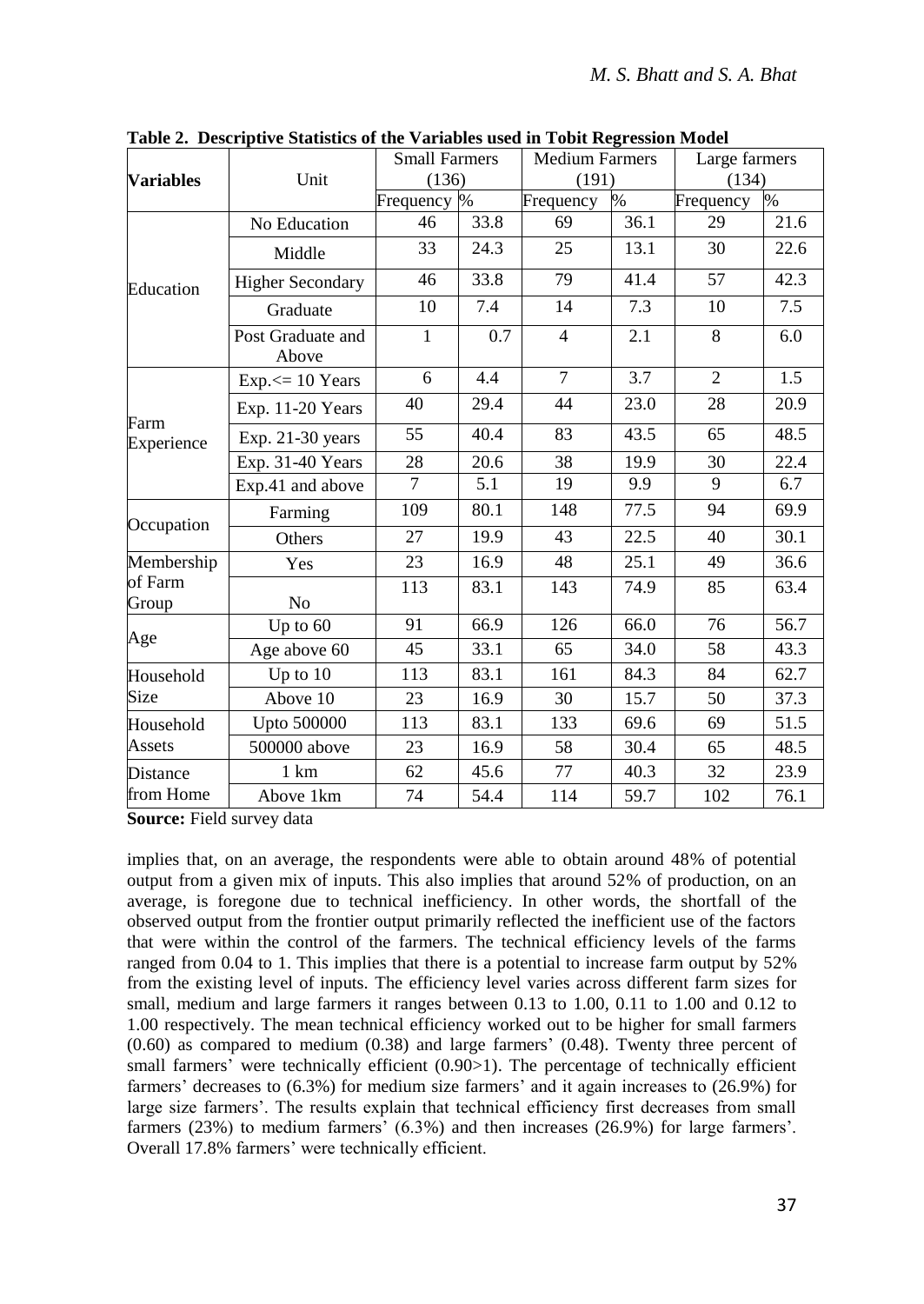**Table 2. Descriptive Statistics of the Variables used in Tobit Regression Model**

| Variables | Unit | Small Farmers (136) | | Medium Farmers (191) | | Large farmers (134) | |
|---|---|---|---|---|---|---|---|
| | | Frequency | % | Frequency | % | Frequency | % |
| Education | No Education | 46 | 33.8 | 69 | 36.1 | 29 | 21.6 |
| | Middle | 33 | 24.3 | 25 | 13.1 | 30 | 22.6 |
| | Higher Secondary | 46 | 33.8 | 79 | 41.4 | 57 | 42.3 |
| | Graduate | 10 | 7.4 | 14 | 7.3 | 10 | 7.5 |
| | Post Graduate and Above | 1 | 0.7 | 4 | 2.1 | 8 | 6.0 |
| Farm Experience | Exp.<= 10 Years | 6 | 4.4 | 7 | 3.7 | 2 | 1.5 |
| | Exp. 11-20 Years | 40 | 29.4 | 44 | 23.0 | 28 | 20.9 |
| | Exp. 21-30 years | 55 | 40.4 | 83 | 43.5 | 65 | 48.5 |
| | Exp. 31-40 Years | 28 | 20.6 | 38 | 19.9 | 30 | 22.4 |
| | Exp.41 and above | 7 | 5.1 | 19 | 9.9 | 9 | 6.7 |
| Occupation | Farming | 109 | 80.1 | 148 | 77.5 | 94 | 69.9 |
| | Others | 27 | 19.9 | 43 | 22.5 | 40 | 30.1 |
| Membership of Farm Group | Yes | 23 | 16.9 | 48 | 25.1 | 49 | 36.6 |
| | No | 113 | 83.1 | 143 | 74.9 | 85 | 63.4 |
| Age | Up to 60 | 91 | 66.9 | 126 | 66.0 | 76 | 56.7 |
| | Age above 60 | 45 | 33.1 | 65 | 34.0 | 58 | 43.3 |
| Household Size | Up to 10 | 113 | 83.1 | 161 | 84.3 | 84 | 62.7 |
| | Above 10 | 23 | 16.9 | 30 | 15.7 | 50 | 37.3 |
| Household Assets | Upto 500000 | 113 | 83.1 | 133 | 69.6 | 69 | 51.5 |
| | 500000 above | 23 | 16.9 | 58 | 30.4 | 65 | 48.5 |
| Distance from Home | 1 km | 62 | 45.6 | 77 | 40.3 | 32 | 23.9 |
| | Above 1km | 74 | 54.4 | 114 | 59.7 | 102 | 76.1 |

**Source:** Field survey data

implies that, on an average, the respondents were able to obtain around 48% of potential output from a given mix of inputs. This also implies that around 52% of production, on an average, is foregone due to technical inefficiency. In other words, the shortfall of the observed output from the frontier output primarily reflected the inefficient use of the factors that were within the control of the farmers. The technical efficiency levels of the farms ranged from 0.04 to 1. This implies that there is a potential to increase farm output by 52% from the existing level of inputs. The efficiency level varies across different farm sizes for small, medium and large farmers it ranges between 0.13 to 1.00, 0.11 to 1.00 and 0.12 to 1.00 respectively. The mean technical efficiency worked out to be higher for small farmers (0.60) as compared to medium (0.38) and large farmers' (0.48). Twenty three percent of small farmers' were technically efficient (0.90>1). The percentage of technically efficient farmers' decreases to (6.3%) for medium size farmers' and it again increases to (26.9%) for large size farmers'. The results explain that technical efficiency first decreases from small farmers (23%) to medium farmers' (6.3%) and then increases (26.9%) for large farmers'. Overall 17.8% farmers' were technically efficient.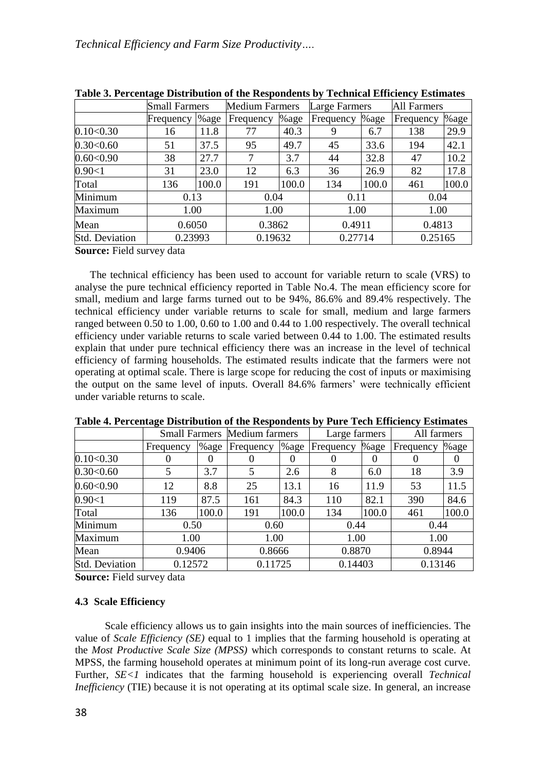**Table 3. Percentage Distribution of the Respondents by Technical Efficiency Estimates**

| | Small Farmers | | Medium Farmers | | Large Farmers | | All Farmers | |
|---|---|---|---|---|---|---|---|---|
| | Frequency | %age | Frequency | %age | Frequency | %age | Frequency | %age |
| 0.10<0.30 | 16 | 11.8 | 77 | 40.3 | 9 | 6.7 | 138 | 29.9 |
| 0.30<0.60 | 51 | 37.5 | 95 | 49.7 | 45 | 33.6 | 194 | 42.1 |
| 0.60<0.90 | 38 | 27.7 | 7 | 3.7 | 44 | 32.8 | 47 | 10.2 |
| 0.90<1 | 31 | 23.0 | 12 | 6.3 | 36 | 26.9 | 82 | 17.8 |
| Total | 136 | 100.0 | 191 | 100.0 | 134 | 100.0 | 461 | 100.0 |
| Minimum | 0.13 | | 0.04 | | 0.11 | | 0.04 | |
| Maximum | 1.00 | | 1.00 | | 1.00 | | 1.00 | |
| Mean | 0.6050 | | 0.3862 | | 0.4911 | | 0.4813 | |
| Std. Deviation | 0.23993 | | 0.19632 | | 0.27714 | | 0.25165 | |

**Source:** Field survey data

The technical efficiency has been used to account for variable return to scale (VRS) to analyse the pure technical efficiency reported in Table No.4. The mean efficiency score for small, medium and large farms turned out to be 94%, 86.6% and 89.4% respectively. The technical efficiency under variable returns to scale for small, medium and large farmers ranged between 0.50 to 1.00, 0.60 to 1.00 and 0.44 to 1.00 respectively. The overall technical efficiency under variable returns to scale varied between 0.44 to 1.00. The estimated results explain that under pure technical efficiency there was an increase in the level of technical efficiency of farming households. The estimated results indicate that the farmers were not operating at optimal scale. There is large scope for reducing the cost of inputs or maximising the output on the same level of inputs. Overall 84.6% farmers' were technically efficient under variable returns to scale.

**Table 4. Percentage Distribution of the Respondents by Pure Tech Efficiency Estimates**

| | Small Farmers | | Medium farmers | | Large farmers | | All farmers | |
|---|---|---|---|---|---|---|---|---|
| | Frequency | %age | Frequency | %age | Frequency | %age | Frequency | %age |
| 0.10<0.30 | 0 | 0 | 0 | 0 | 0 | 0 | 0 | 0 |
| 0.30<0.60 | 5 | 3.7 | 5 | 2.6 | 8 | 6.0 | 18 | 3.9 |
| 0.60<0.90 | 12 | 8.8 | 25 | 13.1 | 16 | 11.9 | 53 | 11.5 |
| 0.90<1 | 119 | 87.5 | 161 | 84.3 | 110 | 82.1 | 390 | 84.6 |
| Total | 136 | 100.0 | 191 | 100.0 | 134 | 100.0 | 461 | 100.0 |
| Minimum | 0.50 | | 0.60 | | 0.44 | | 0.44 | |
| Maximum | 1.00 | | 1.00 | | 1.00 | | 1.00 | |
| Mean | 0.9406 | | 0.8666 | | 0.8870 | | 0.8944 | |
| Std. Deviation | 0.12572 | | 0.11725 | | 0.14403 | | 0.13146 | |

**Source:** Field survey data

### 4.3 Scale Efficiency

Scale efficiency allows us to gain insights into the main sources of inefficiencies. The value of *Scale Efficiency (SE)* equal to 1 implies that the farming household is operating at the *Most Productive Scale Size (MPSS)* which corresponds to constant returns to scale. At MPSS, the farming household operates at minimum point of its long-run average cost curve. Further, *SE<1* indicates that the farming household is experiencing overall *Technical Inefficiency* (TIE) because it is not operating at its optimal scale size. In general, an increase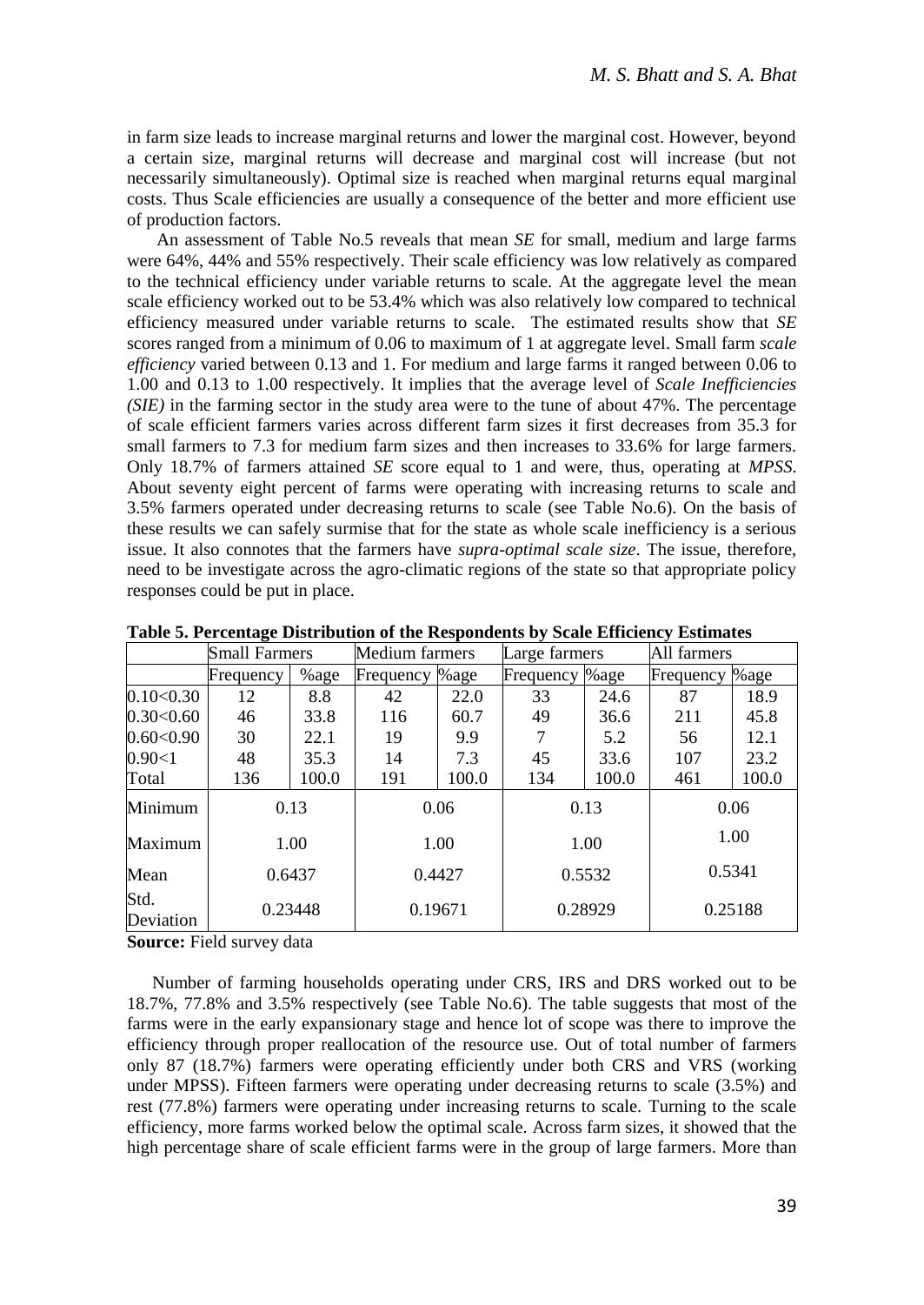in farm size leads to increase marginal returns and lower the marginal cost. However, beyond a certain size, marginal returns will decrease and marginal cost will increase (but not necessarily simultaneously). Optimal size is reached when marginal returns equal marginal costs. Thus Scale efficiencies are usually a consequence of the better and more efficient use of production factors.

An assessment of Table No.5 reveals that mean *SE* for small, medium and large farms were 64%, 44% and 55% respectively. Their scale efficiency was low relatively as compared to the technical efficiency under variable returns to scale. At the aggregate level the mean scale efficiency worked out to be 53.4% which was also relatively low compared to technical efficiency measured under variable returns to scale. The estimated results show that *SE* scores ranged from a minimum of 0.06 to maximum of 1 at aggregate level. Small farm *scale efficiency* varied between 0.13 and 1. For medium and large farms it ranged between 0.06 to 1.00 and 0.13 to 1.00 respectively. It implies that the average level of *Scale Inefficiencies (SIE)* in the farming sector in the study area were to the tune of about 47%. The percentage of scale efficient farmers varies across different farm sizes it first decreases from 35.3 for small farmers to 7.3 for medium farm sizes and then increases to 33.6% for large farmers. Only 18.7% of farmers attained *SE* score equal to 1 and were, thus, operating at *MPSS*. About seventy eight percent of farms were operating with increasing returns to scale and 3.5% farmers operated under decreasing returns to scale (see Table No.6). On the basis of these results we can safely surmise that for the state as whole scale inefficiency is a serious issue. It also connotes that the farmers have *supra-optimal scale size*. The issue, therefore, need to be investigate across the agro-climatic regions of the state so that appropriate policy responses could be put in place.

**Table 5. Percentage Distribution of the Respondents by Scale Efficiency Estimates**

| | Small Farmers | | Medium farmers | | Large farmers | | All farmers | |
|---|---|---|---|---|---|---|---|---|
| | Frequency | %age | Frequency | %age | Frequency | %age | Frequency | %age |
| 0.10<0.30 | 12 | 8.8 | 42 | 22.0 | 33 | 24.6 | 87 | 18.9 |
| 0.30<0.60 | 46 | 33.8 | 116 | 60.7 | 49 | 36.6 | 211 | 45.8 |
| 0.60<0.90 | 30 | 22.1 | 19 | 9.9 | 7 | 5.2 | 56 | 12.1 |
| 0.90<1 | 48 | 35.3 | 14 | 7.3 | 45 | 33.6 | 107 | 23.2 |
| Total | 136 | 100.0 | 191 | 100.0 | 134 | 100.0 | 461 | 100.0 |
| Minimum | 0.13 | | 0.06 | | 0.13 | | 0.06 | |
| Maximum | 1.00 | | 1.00 | | 1.00 | | 1.00 | |
| Mean | 0.6437 | | 0.4427 | | 0.5532 | | 0.5341 | |
| Std. Deviation | 0.23448 | | 0.19671 | | 0.28929 | | 0.25188 | |

**Source:** Field survey data

Number of farming households operating under CRS, IRS and DRS worked out to be 18.7%, 77.8% and 3.5% respectively (see Table No.6). The table suggests that most of the farms were in the early expansionary stage and hence lot of scope was there to improve the efficiency through proper reallocation of the resource use. Out of total number of farmers only 87 (18.7%) farmers were operating efficiently under both CRS and VRS (working under MPSS). Fifteen farmers were operating under decreasing returns to scale (3.5%) and rest (77.8%) farmers were operating under increasing returns to scale. Turning to the scale efficiency, more farms worked below the optimal scale. Across farm sizes, it showed that the high percentage share of scale efficient farms were in the group of large farmers. More than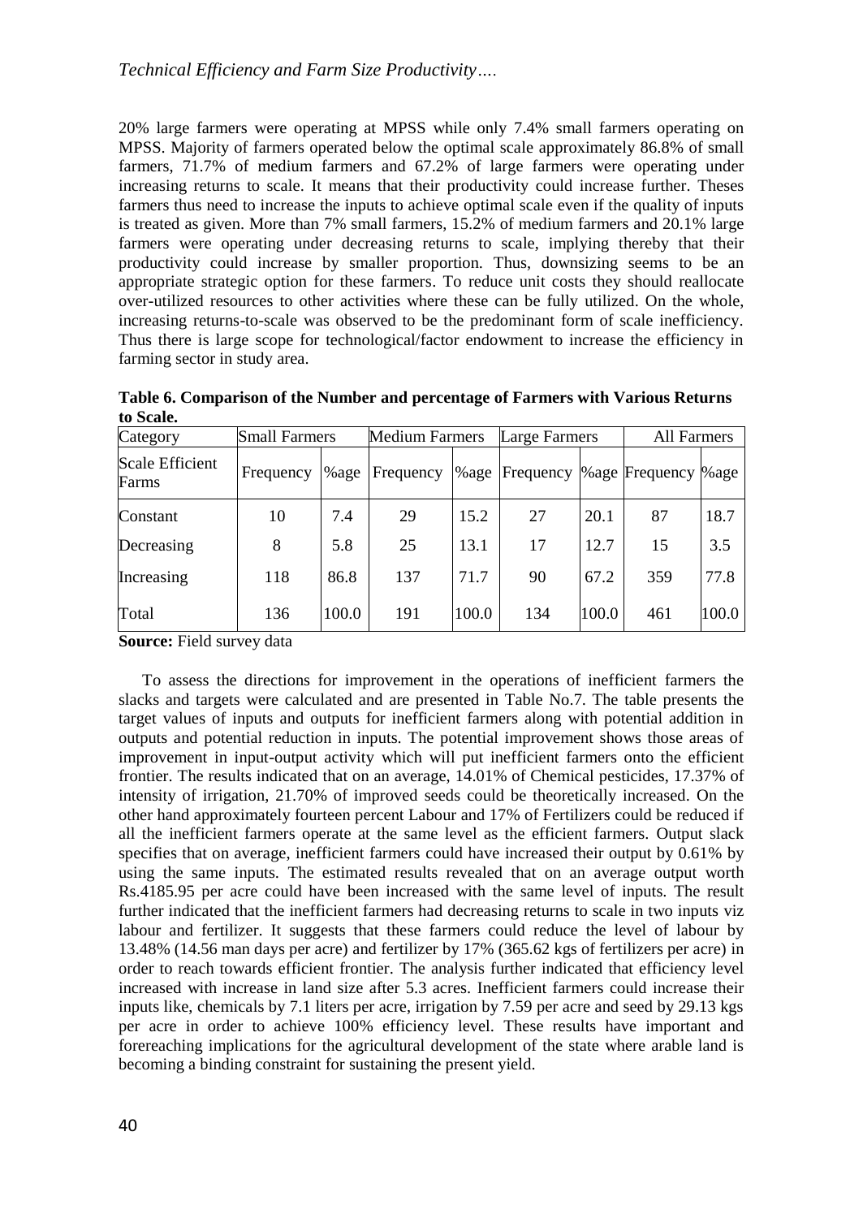20% large farmers were operating at MPSS while only 7.4% small farmers operating on MPSS. Majority of farmers operated below the optimal scale approximately 86.8% of small farmers, 71.7% of medium farmers and 67.2% of large farmers were operating under increasing returns to scale. It means that their productivity could increase further. Theses farmers thus need to increase the inputs to achieve optimal scale even if the quality of inputs is treated as given. More than 7% small farmers, 15.2% of medium farmers and 20.1% large farmers were operating under decreasing returns to scale, implying thereby that their productivity could increase by smaller proportion. Thus, downsizing seems to be an appropriate strategic option for these farmers. To reduce unit costs they should reallocate over-utilized resources to other activities where these can be fully utilized. On the whole, increasing returns-to-scale was observed to be the predominant form of scale inefficiency. Thus there is large scope for technological/factor endowment to increase the efficiency in farming sector in study area.

**Table 6. Comparison of the Number and percentage of Farmers with Various Returns to Scale.**

| Category | Small Farmers | | Medium Farmers | | Large Farmers | | All Farmers | |
|---|---|---|---|---|---|---|---|---|
| Scale Efficient Farms | Frequency | %age | Frequency | %age | Frequency | %age | Frequency | %age |
| Constant | 10 | 7.4 | 29 | 15.2 | 27 | 20.1 | 87 | 18.7 |
| Decreasing | 8 | 5.8 | 25 | 13.1 | 17 | 12.7 | 15 | 3.5 |
| Increasing | 118 | 86.8 | 137 | 71.7 | 90 | 67.2 | 359 | 77.8 |
| Total | 136 | 100.0 | 191 | 100.0 | 134 | 100.0 | 461 | 100.0 |

**Source:** Field survey data

To assess the directions for improvement in the operations of inefficient farmers the slacks and targets were calculated and are presented in Table No.7. The table presents the target values of inputs and outputs for inefficient farmers along with potential addition in outputs and potential reduction in inputs. The potential improvement shows those areas of improvement in input-output activity which will put inefficient farmers onto the efficient frontier. The results indicated that on an average, 14.01% of Chemical pesticides, 17.37% of intensity of irrigation, 21.70% of improved seeds could be theoretically increased. On the other hand approximately fourteen percent Labour and 17% of Fertilizers could be reduced if all the inefficient farmers operate at the same level as the efficient farmers. Output slack specifies that on average, inefficient farmers could have increased their output by 0.61% by using the same inputs. The estimated results revealed that on an average output worth Rs.4185.95 per acre could have been increased with the same level of inputs. The result further indicated that the inefficient farmers had decreasing returns to scale in two inputs viz labour and fertilizer. It suggests that these farmers could reduce the level of labour by 13.48% (14.56 man days per acre) and fertilizer by 17% (365.62 kgs of fertilizers per acre) in order to reach towards efficient frontier. The analysis further indicated that efficiency level increased with increase in land size after 5.3 acres. Inefficient farmers could increase their inputs like, chemicals by 7.1 liters per acre, irrigation by 7.59 per acre and seed by 29.13 kgs per acre in order to achieve 100% efficiency level. These results have important and forereaching implications for the agricultural development of the state where arable land is becoming a binding constraint for sustaining the present yield.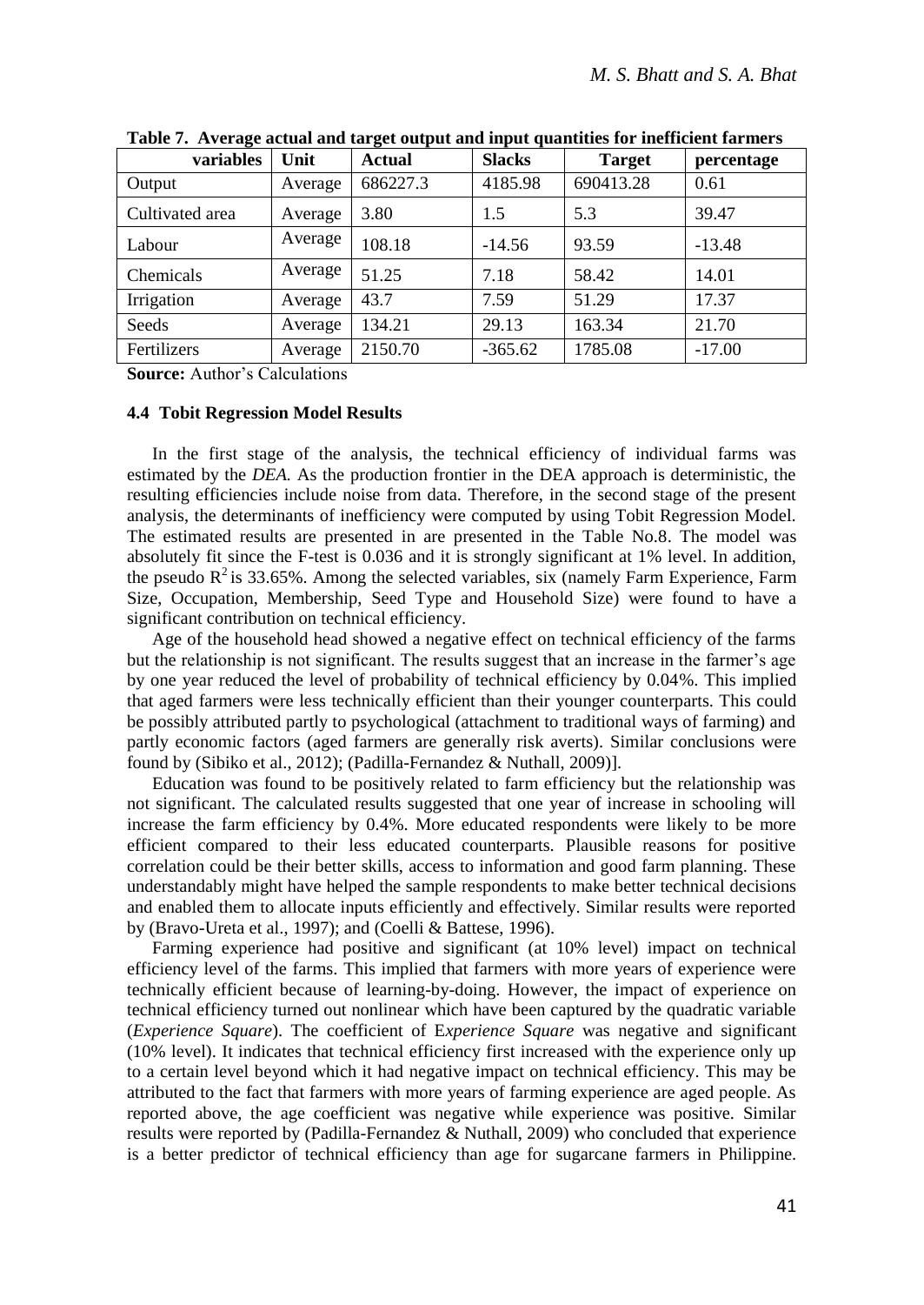**Table 7. Average actual and target output and input quantities for inefficient farmers**

| variables | Unit | Actual | Slacks | Target | percentage |
|---|---|---|---|---|---|
| Output | Average | 686227.3 | 4185.98 | 690413.28 | 0.61 |
| Cultivated area | Average | 3.80 | 1.5 | 5.3 | 39.47 |
| Labour | Average | 108.18 | -14.56 | 93.59 | -13.48 |
| Chemicals | Average | 51.25 | 7.18 | 58.42 | 14.01 |
| Irrigation | Average | 43.7 | 7.59 | 51.29 | 17.37 |
| Seeds | Average | 134.21 | 29.13 | 163.34 | 21.70 |
| Fertilizers | Average | 2150.70 | -365.62 | 1785.08 | -17.00 |

**Source:** Author's Calculations

### 4.4 Tobit Regression Model Results

In the first stage of the analysis, the technical efficiency of individual farms was estimated by the *DEA.* As the production frontier in the DEA approach is deterministic, the resulting efficiencies include noise from data. Therefore, in the second stage of the present analysis, the determinants of inefficiency were computed by using Tobit Regression Model. The estimated results are presented in are presented in the Table No.8. The model was absolutely fit since the F-test is 0.036 and it is strongly significant at 1% level. In addition, the pseudo $R^2$ is 33.65%. Among the selected variables, six (namely Farm Experience, Farm Size, Occupation, Membership, Seed Type and Household Size) were found to have a significant contribution on technical efficiency.

Age of the household head showed a negative effect on technical efficiency of the farms but the relationship is not significant. The results suggest that an increase in the farmer's age by one year reduced the level of probability of technical efficiency by 0.04%. This implied that aged farmers were less technically efficient than their younger counterparts. This could be possibly attributed partly to psychological (attachment to traditional ways of farming) and partly economic factors (aged farmers are generally risk averts). Similar conclusions were found by (Sibiko et al., 2012); (Padilla-Fernandez & Nuthall, 2009)].

Education was found to be positively related to farm efficiency but the relationship was not significant. The calculated results suggested that one year of increase in schooling will increase the farm efficiency by 0.4%. More educated respondents were likely to be more efficient compared to their less educated counterparts. Plausible reasons for positive correlation could be their better skills, access to information and good farm planning. These understandably might have helped the sample respondents to make better technical decisions and enabled them to allocate inputs efficiently and effectively. Similar results were reported by (Bravo-Ureta et al., 1997); and (Coelli & Battese, 1996).

Farming experience had positive and significant (at 10% level) impact on technical efficiency level of the farms. This implied that farmers with more years of experience were technically efficient because of learning-by-doing. However, the impact of experience on technical efficiency turned out nonlinear which have been captured by the quadratic variable (*Experience Square*). The coefficient of E*xperience Square* was negative and significant (10% level). It indicates that technical efficiency first increased with the experience only up to a certain level beyond which it had negative impact on technical efficiency. This may be attributed to the fact that farmers with more years of farming experience are aged people. As reported above, the age coefficient was negative while experience was positive. Similar results were reported by (Padilla-Fernandez & Nuthall, 2009) who concluded that experience is a better predictor of technical efficiency than age for sugarcane farmers in Philippine.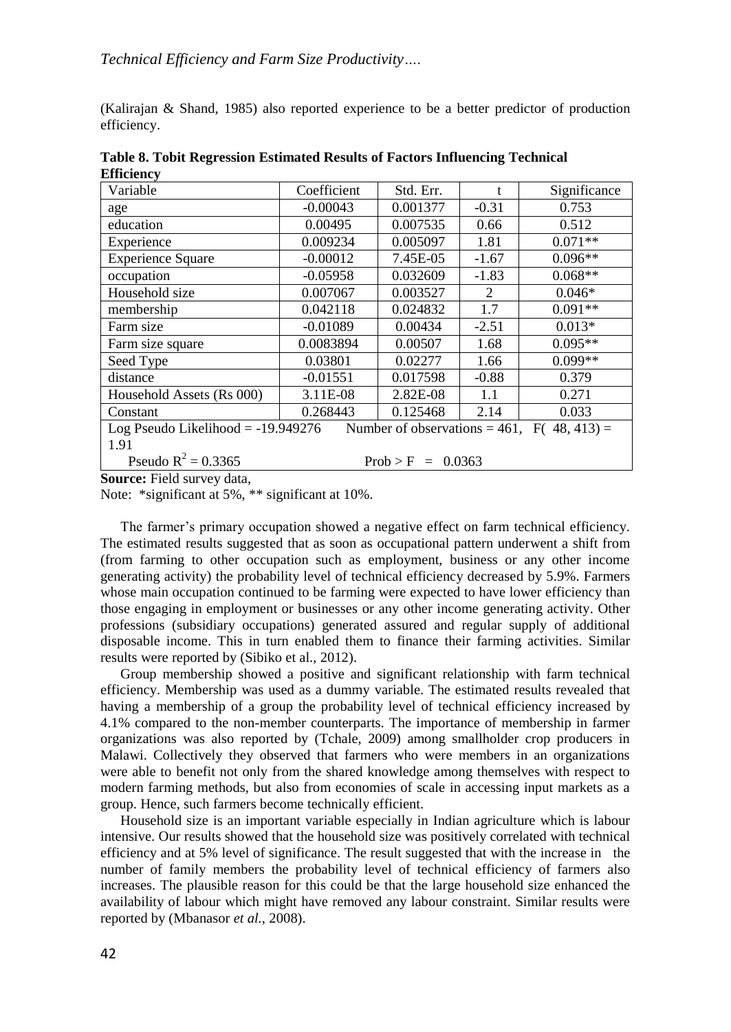(Kalirajan & Shand, 1985) also reported experience to be a better predictor of production efficiency.

**Table 8. Tobit Regression Estimated Results of Factors Influencing Technical Efficiency**

| Variable | Coefficient | Std. Err. | t | Significance |
|---|---|---|---|---|
| age | -0.00043 | 0.001377 | -0.31 | 0.753 |
| education | 0.00495 | 0.007535 | 0.66 | 0.512 |
| Experience | 0.009234 | 0.005097 | 1.81 | 0.071** |
| Experience Square | -0.00012 | 7.45E-05 | -1.67 | 0.096** |
| occupation | -0.05958 | 0.032609 | -1.83 | 0.068** |
| Household size | 0.007067 | 0.003527 | 2 | 0.046* |
| membership | 0.042118 | 0.024832 | 1.7 | 0.091** |
| Farm size | -0.01089 | 0.00434 | -2.51 | 0.013* |
| Farm size square | 0.0083894 | 0.00507 | 1.68 | 0.095** |
| Seed Type | 0.03801 | 0.02277 | 1.66 | 0.099** |
| distance | -0.01551 | 0.017598 | -0.88 | 0.379 |
| Household Assets (Rs 000) | 3.11E-08 | 2.82E-08 | 1.1 | 0.271 |
| Constant | 0.268443 | 0.125468 | 2.14 | 0.033 |
| Log Pseudo Likelihood = -19.949276 | Number of observations = 461, $F(48, 413) = 1.91$ | | | |
| Pseudo $R^2 = 0.3365$ | Prob > F = 0.0363 | | | |

**Source:** Field survey data,

Note: *significant at 5%, ** significant at 10%.

The farmer's primary occupation showed a negative effect on farm technical efficiency. The estimated results suggested that as soon as occupational pattern underwent a shift from (from farming to other occupation such as employment, business or any other income generating activity) the probability level of technical efficiency decreased by 5.9%. Farmers whose main occupation continued to be farming were expected to have lower efficiency than those engaging in employment or businesses or any other income generating activity. Other professions (subsidiary occupations) generated assured and regular supply of additional disposable income. This in turn enabled them to finance their farming activities. Similar results were reported by (Sibiko et al., 2012).

Group membership showed a positive and significant relationship with farm technical efficiency. Membership was used as a dummy variable. The estimated results revealed that having a membership of a group the probability level of technical efficiency increased by 4.1% compared to the non-member counterparts. The importance of membership in farmer organizations was also reported by (Tchale, 2009) among smallholder crop producers in Malawi. Collectively they observed that farmers who were members in an organizations were able to benefit not only from the shared knowledge among themselves with respect to modern farming methods, but also from economies of scale in accessing input markets as a group. Hence, such farmers become technically efficient.

Household size is an important variable especially in Indian agriculture which is labour intensive. Our results showed that the household size was positively correlated with technical efficiency and at 5% level of significance. The result suggested that with the increase in the number of family members the probability level of technical efficiency of farmers also increases. The plausible reason for this could be that the large household size enhanced the availability of labour which might have removed any labour constraint. Similar results were reported by (Mbanasor *et al.*, 2008).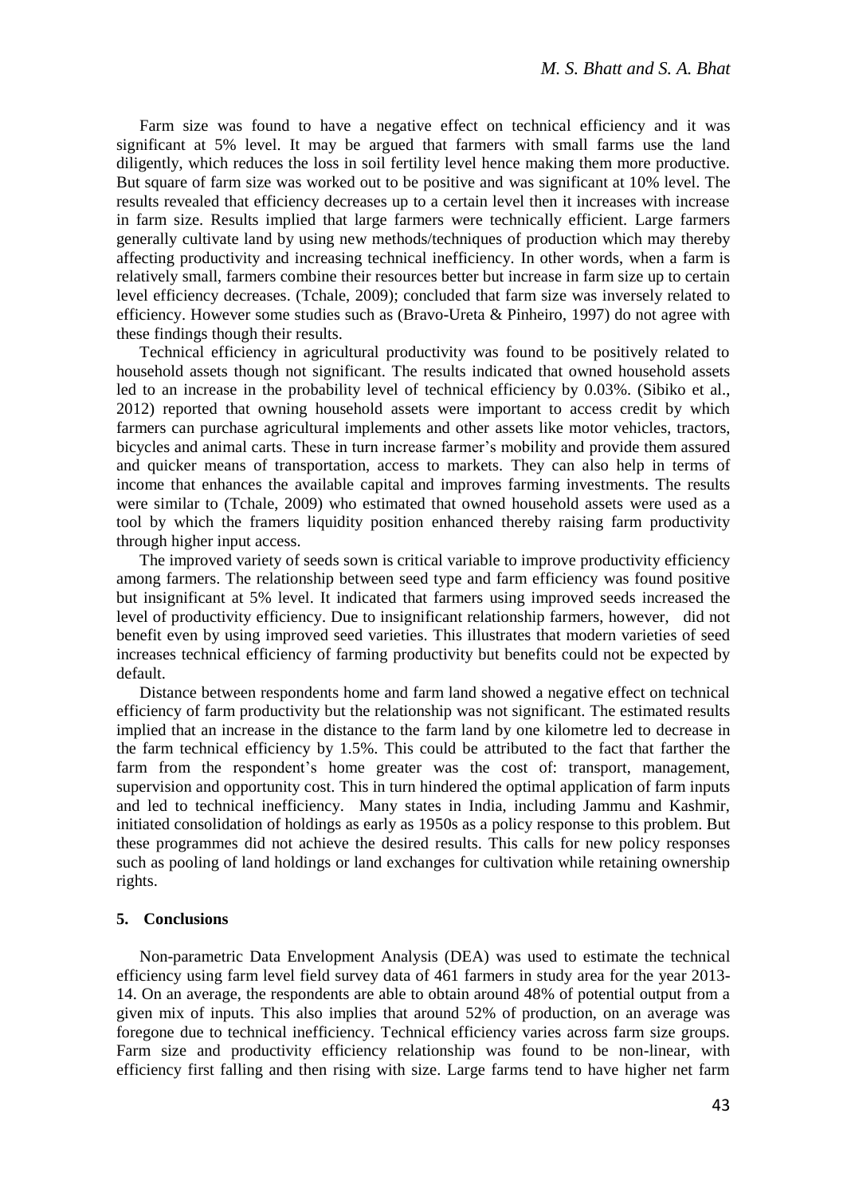Farm size was found to have a negative effect on technical efficiency and it was significant at 5% level. It may be argued that farmers with small farms use the land diligently, which reduces the loss in soil fertility level hence making them more productive. But square of farm size was worked out to be positive and was significant at 10% level. The results revealed that efficiency decreases up to a certain level then it increases with increase in farm size. Results implied that large farmers were technically efficient. Large farmers generally cultivate land by using new methods/techniques of production which may thereby affecting productivity and increasing technical inefficiency. In other words, when a farm is relatively small, farmers combine their resources better but increase in farm size up to certain level efficiency decreases. (Tchale, 2009); concluded that farm size was inversely related to efficiency. However some studies such as (Bravo-Ureta & Pinheiro, 1997) do not agree with these findings though their results.

Technical efficiency in agricultural productivity was found to be positively related to household assets though not significant. The results indicated that owned household assets led to an increase in the probability level of technical efficiency by 0.03%. (Sibiko et al., 2012) reported that owning household assets were important to access credit by which farmers can purchase agricultural implements and other assets like motor vehicles, tractors, bicycles and animal carts. These in turn increase farmer's mobility and provide them assured and quicker means of transportation, access to markets. They can also help in terms of income that enhances the available capital and improves farming investments. The results were similar to (Tchale, 2009) who estimated that owned household assets were used as a tool by which the framers liquidity position enhanced thereby raising farm productivity through higher input access.

The improved variety of seeds sown is critical variable to improve productivity efficiency among farmers. The relationship between seed type and farm efficiency was found positive but insignificant at 5% level. It indicated that farmers using improved seeds increased the level of productivity efficiency. Due to insignificant relationship farmers, however, did not benefit even by using improved seed varieties. This illustrates that modern varieties of seed increases technical efficiency of farming productivity but benefits could not be expected by default.

Distance between respondents home and farm land showed a negative effect on technical efficiency of farm productivity but the relationship was not significant. The estimated results implied that an increase in the distance to the farm land by one kilometre led to decrease in the farm technical efficiency by 1.5%. This could be attributed to the fact that farther the farm from the respondent's home greater was the cost of: transport, management, supervision and opportunity cost. This in turn hindered the optimal application of farm inputs and led to technical inefficiency. Many states in India, including Jammu and Kashmir, initiated consolidation of holdings as early as 1950s as a policy response to this problem. But these programmes did not achieve the desired results. This calls for new policy responses such as pooling of land holdings or land exchanges for cultivation while retaining ownership rights.

## 5. Conclusions

Non-parametric Data Envelopment Analysis (DEA) was used to estimate the technical efficiency using farm level field survey data of 461 farmers in study area for the year 2013-14. On an average, the respondents are able to obtain around 48% of potential output from a given mix of inputs. This also implies that around 52% of production, on an average was foregone due to technical inefficiency. Technical efficiency varies across farm size groups. Farm size and productivity efficiency relationship was found to be non-linear, with efficiency first falling and then rising with size. Large farms tend to have higher net farm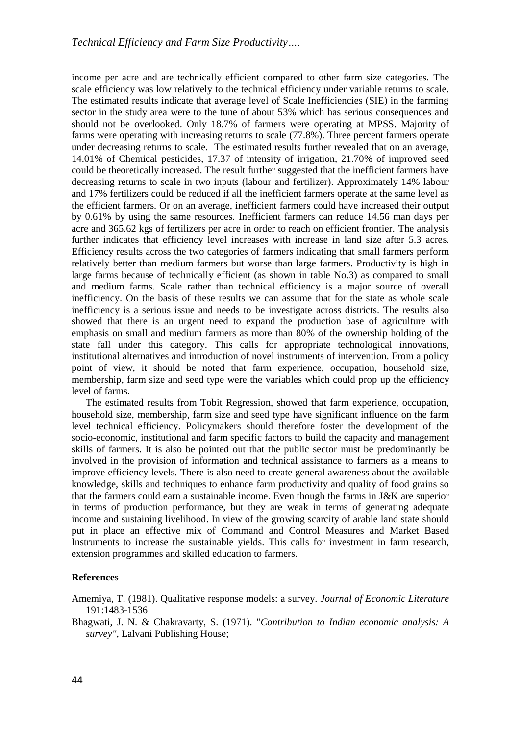income per acre and are technically efficient compared to other farm size categories. The scale efficiency was low relatively to the technical efficiency under variable returns to scale. The estimated results indicate that average level of Scale Inefficiencies (SIE) in the farming sector in the study area were to the tune of about 53% which has serious consequences and should not be overlooked. Only 18.7% of farmers were operating at MPSS. Majority of farms were operating with increasing returns to scale (77.8%). Three percent farmers operate under decreasing returns to scale. The estimated results further revealed that on an average, 14.01% of Chemical pesticides, 17.37 of intensity of irrigation, 21.70% of improved seed could be theoretically increased. The result further suggested that the inefficient farmers have decreasing returns to scale in two inputs (labour and fertilizer). Approximately 14% labour and 17% fertilizers could be reduced if all the inefficient farmers operate at the same level as the efficient farmers. Or on an average, inefficient farmers could have increased their output by 0.61% by using the same resources. Inefficient farmers can reduce 14.56 man days per acre and 365.62 kgs of fertilizers per acre in order to reach on efficient frontier. The analysis further indicates that efficiency level increases with increase in land size after 5.3 acres. Efficiency results across the two categories of farmers indicating that small farmers perform relatively better than medium farmers but worse than large farmers. Productivity is high in large farms because of technically efficient (as shown in table No.3) as compared to small and medium farms. Scale rather than technical efficiency is a major source of overall inefficiency. On the basis of these results we can assume that for the state as whole scale inefficiency is a serious issue and needs to be investigate across districts. The results also showed that there is an urgent need to expand the production base of agriculture with emphasis on small and medium farmers as more than 80% of the ownership holding of the state fall under this category. This calls for appropriate technological innovations, institutional alternatives and introduction of novel instruments of intervention. From a policy point of view, it should be noted that farm experience, occupation, household size, membership, farm size and seed type were the variables which could prop up the efficiency level of farms.

The estimated results from Tobit Regression, showed that farm experience, occupation, household size, membership, farm size and seed type have significant influence on the farm level technical efficiency. Policymakers should therefore foster the development of the socio-economic, institutional and farm specific factors to build the capacity and management skills of farmers. It is also be pointed out that the public sector must be predominantly be involved in the provision of information and technical assistance to farmers as a means to improve efficiency levels. There is also need to create general awareness about the available knowledge, skills and techniques to enhance farm productivity and quality of food grains so that the farmers could earn a sustainable income. Even though the farms in J&K are superior in terms of production performance, but they are weak in terms of generating adequate income and sustaining livelihood. In view of the growing scarcity of arable land state should put in place an effective mix of Command and Control Measures and Market Based Instruments to increase the sustainable yields. This calls for investment in farm research, extension programmes and skilled education to farmers.

## References

Amemiya, T. (1981). Qualitative response models: a survey. *Journal of Economic Literature* 191:1483-1536

Bhagwati, J. N. & Chakravarty, S. (1971). "*Contribution to Indian economic analysis: A survey"*, Lalvani Publishing House;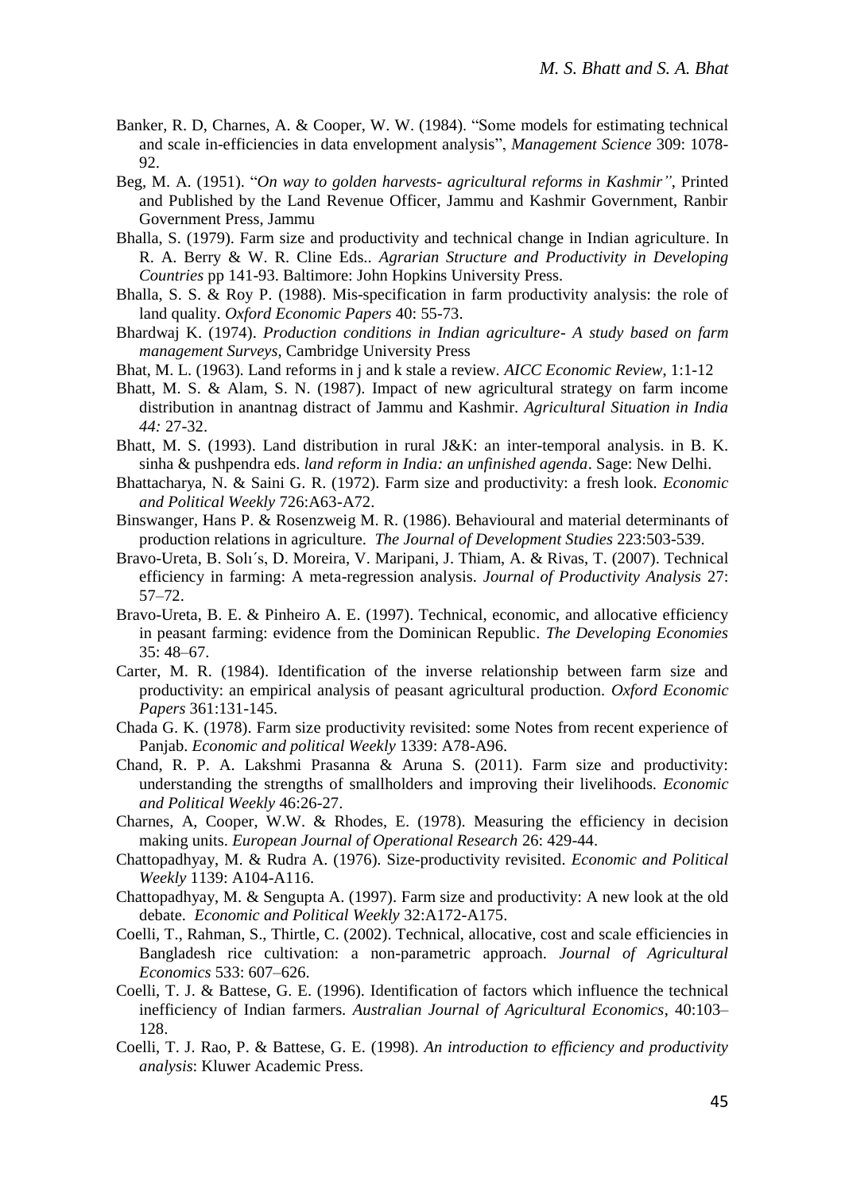Banker, R. D, Charnes, A. & Cooper, W. W. (1984). "Some models for estimating technical and scale in-efficiencies in data envelopment analysis", *Management Science* 309: 1078-92.

Beg, M. A. (1951). "*On way to golden harvests- agricultural reforms in Kashmir"*, Printed and Published by the Land Revenue Officer, Jammu and Kashmir Government, Ranbir Government Press, Jammu

Bhalla, S. (1979). Farm size and productivity and technical change in Indian agriculture. In R. A. Berry & W. R. Cline Eds.. *Agrarian Structure and Productivity in Developing Countries* pp 141-93. Baltimore: John Hopkins University Press.

Bhalla, S. S. & Roy P. (1988). Mis-specification in farm productivity analysis: the role of land quality. *Oxford Economic Papers* 40: 55-73.

Bhardwaj K. (1974). *Production conditions in Indian agriculture- A study based on farm management Surveys*, Cambridge University Press

Bhat, M. L. (1963). Land reforms in j and k stale a review. *AICC Economic Review*, 1:1-12

Bhatt, M. S. & Alam, S. N. (1987). Impact of new agricultural strategy on farm income distribution in anantnag distract of Jammu and Kashmir. *Agricultural Situation in India 44:* 27-32.

Bhatt, M. S. (1993). Land distribution in rural J&K: an inter-temporal analysis. in B. K. sinha & pushpendra eds. *land reform in India: an unfinished agenda*. Sage: New Delhi.

Bhattacharya, N. & Saini G. R. (1972). Farm size and productivity: a fresh look. *Economic and Political Weekly* 726:A63-A72.

Binswanger, Hans P. & Rosenzweig M. R. (1986). Behavioural and material determinants of production relations in agriculture. *The Journal of Development Studies* 223:503-539.

Bravo-Ureta, B. Solı´s, D. Moreira, V. Maripani, J. Thiam, A. & Rivas, T. (2007). Technical efficiency in farming: A meta-regression analysis. *Journal of Productivity Analysis* 27: 57–72.

Bravo-Ureta, B. E. & Pinheiro A. E. (1997). Technical, economic, and allocative efficiency in peasant farming: evidence from the Dominican Republic. *The Developing Economies* 35: 48–67.

Carter, M. R. (1984). Identification of the inverse relationship between farm size and productivity: an empirical analysis of peasant agricultural production. *Oxford Economic Papers* 361:131-145.

Chada G. K. (1978). Farm size productivity revisited: some Notes from recent experience of Panjab. *Economic and political Weekly* 1339: A78-A96.

Chand, R. P. A. Lakshmi Prasanna & Aruna S. (2011). Farm size and productivity: understanding the strengths of smallholders and improving their livelihoods. *Economic and Political Weekly* 46:26-27.

Charnes, A, Cooper, W.W. & Rhodes, E. (1978). Measuring the efficiency in decision making units. *European Journal of Operational Research* 26: 429-44.

Chattopadhyay, M. & Rudra A. (1976). Size-productivity revisited. *Economic and Political Weekly* 1139: A104-A116.

Chattopadhyay, M. & Sengupta A. (1997). Farm size and productivity: A new look at the old debate. *Economic and Political Weekly* 32:A172-A175.

Coelli, T., Rahman, S., Thirtle, C. (2002). Technical, allocative, cost and scale efficiencies in Bangladesh rice cultivation: a non-parametric approach. *Journal of Agricultural Economics* 533: 607–626.

Coelli, T. J. & Battese, G. E. (1996). Identification of factors which influence the technical inefficiency of Indian farmers. *Australian Journal of Agricultural Economics*, 40:103–128.

Coelli, T. J. Rao, P. & Battese, G. E. (1998). *An introduction to efficiency and productivity analysis*: Kluwer Academic Press.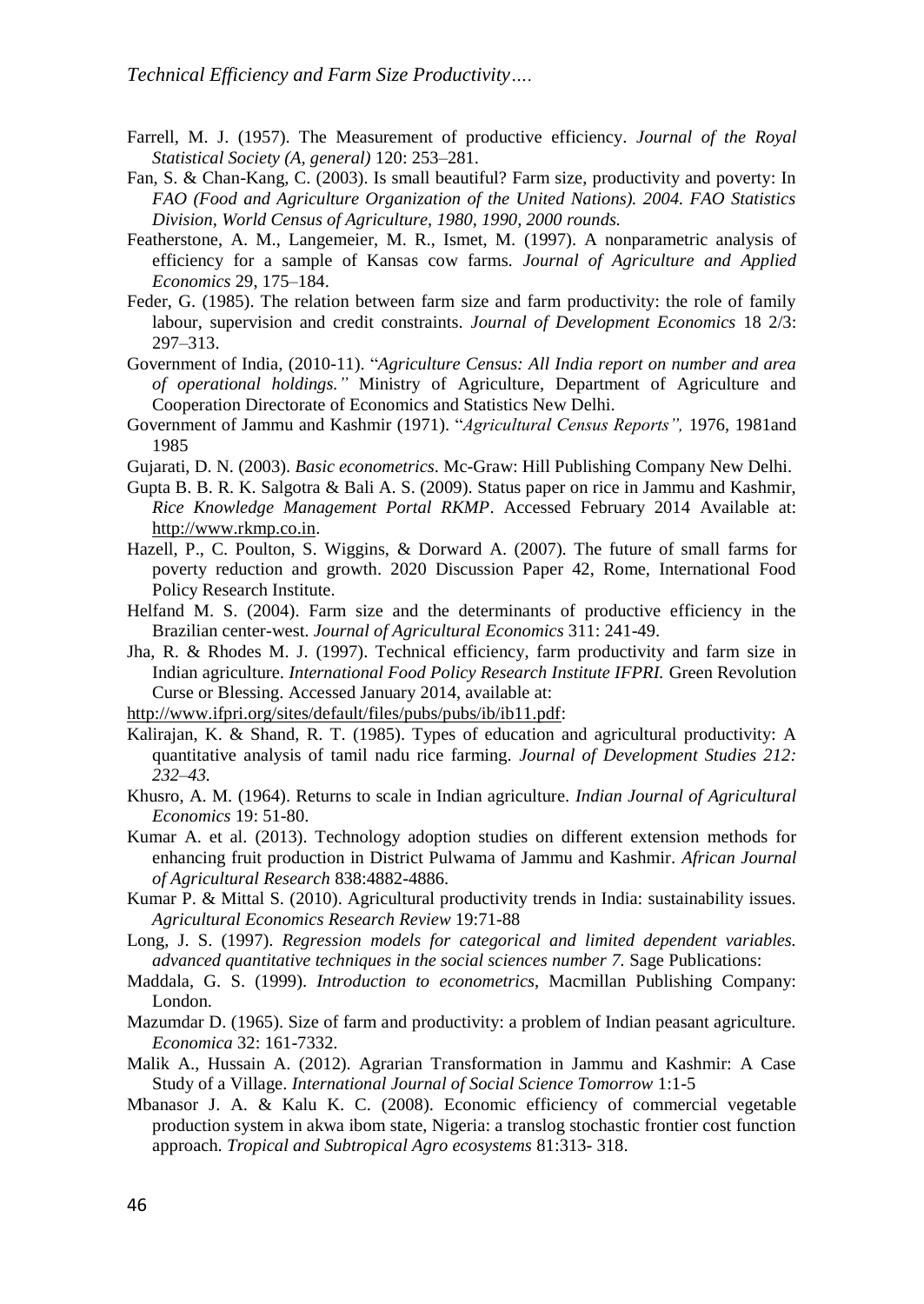Farrell, M. J. (1957). The Measurement of productive efficiency. *Journal of the Royal Statistical Society (A, general)* 120: 253–281.

Fan, S. & Chan-Kang, C. (2003). Is small beautiful? Farm size, productivity and poverty: In *FAO (Food and Agriculture Organization of the United Nations). 2004. FAO Statistics Division, World Census of Agriculture, 1980, 1990, 2000 rounds.*

Featherstone, A. M., Langemeier, M. R., Ismet, M. (1997). A nonparametric analysis of efficiency for a sample of Kansas cow farms. *Journal of Agriculture and Applied Economics* 29, 175–184.

Feder, G. (1985). The relation between farm size and farm productivity: the role of family labour, supervision and credit constraints. *Journal of Development Economics* 18 2/3: 297–313.

Government of India, (2010-11). "*Agriculture Census: All India report on number and area of operational holdings."* Ministry of Agriculture, Department of Agriculture and Cooperation Directorate of Economics and Statistics New Delhi.

Government of Jammu and Kashmir (1971). "*Agricultural Census Reports",* 1976, 1981and 1985

Gujarati, D. N. (2003). *Basic econometrics*. Mc-Graw: Hill Publishing Company New Delhi.

Gupta B. B. R. K. Salgotra & Bali A. S. (2009). Status paper on rice in Jammu and Kashmir, *Rice Knowledge Management Portal RKMP*. Accessed February 2014 Available at: http://www.rkmp.co.in.

Hazell, P., C. Poulton, S. Wiggins, & Dorward A. (2007). The future of small farms for poverty reduction and growth. 2020 Discussion Paper 42, Rome, International Food Policy Research Institute.

Helfand M. S. (2004). Farm size and the determinants of productive efficiency in the Brazilian center-west. *Journal of Agricultural Economics* 311: 241-49.

Jha, R. & Rhodes M. J. (1997). Technical efficiency, farm productivity and farm size in Indian agriculture. *International Food Policy Research Institute IFPRI.* Green Revolution Curse or Blessing. Accessed January 2014, available at: http://www.ifpri.org/sites/default/files/pubs/pubs/ib/ib11.pdf:

Kalirajan, K. & Shand, R. T. (1985). Types of education and agricultural productivity: A quantitative analysis of tamil nadu rice farming. *Journal of Development Studies 212: 232–43.*

Khusro, A. M. (1964). Returns to scale in Indian agriculture. *Indian Journal of Agricultural Economics* 19: 51-80.

Kumar A. et al. (2013). Technology adoption studies on different extension methods for enhancing fruit production in District Pulwama of Jammu and Kashmir. *African Journal of Agricultural Research* 838:4882-4886.

Kumar P. & Mittal S. (2010). Agricultural productivity trends in India: sustainability issues. *Agricultural Economics Research Review* 19:71-88

Long, J. S. (1997). *Regression models for categorical and limited dependent variables. advanced quantitative techniques in the social sciences number 7.* Sage Publications:

Maddala, G. S. (1999). *Introduction to econometrics*, Macmillan Publishing Company: London.

Mazumdar D. (1965). Size of farm and productivity: a problem of Indian peasant agriculture. *Economica* 32: 161-7332.

Malik A., Hussain A. (2012). Agrarian Transformation in Jammu and Kashmir: A Case Study of a Village. *International Journal of Social Science Tomorrow* 1:1-5

Mbanasor J. A. & Kalu K. C. (2008). Economic efficiency of commercial vegetable production system in akwa ibom state, Nigeria: a translog stochastic frontier cost function approach. *Tropical and Subtropical Agro ecosystems* 81:313- 318.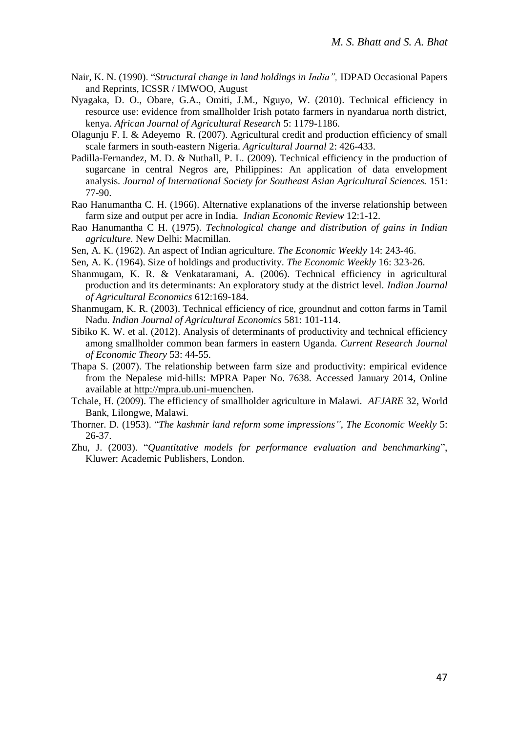Nair, K. N. (1990). "*Structural change in land holdings in India",* IDPAD Occasional Papers and Reprints, ICSSR / IMWOO, August

Nyagaka, D. O., Obare, G.A., Omiti, J.M., Nguyo, W. (2010). Technical efficiency in resource use: evidence from smallholder Irish potato farmers in nyandarua north district, kenya. *African Journal of Agricultural Research* 5: 1179-1186.

Olagunju F. I. & Adeyemo R. (2007). Agricultural credit and production efficiency of small scale farmers in south-eastern Nigeria. *Agricultural Journal* 2: 426-433.

Padilla-Fernandez, M. D. & Nuthall, P. L. (2009). Technical efficiency in the production of sugarcane in central Negros are, Philippines: An application of data envelopment analysis. *Journal of International Society for Southeast Asian Agricultural Sciences.* 151: 77-90.

Rao Hanumantha C. H. (1966). Alternative explanations of the inverse relationship between farm size and output per acre in India. *Indian Economic Review* 12:1-12.

Rao Hanumantha C H. (1975). *Technological change and distribution of gains in Indian agriculture.* New Delhi: Macmillan.

Sen, A. K. (1962). An aspect of Indian agriculture. *The Economic Weekly* 14: 243-46.

Sen, A. K. (1964). Size of holdings and productivity. *The Economic Weekly* 16: 323-26.

Shanmugam, K. R. & Venkataramani, A. (2006). Technical efficiency in agricultural production and its determinants: An exploratory study at the district level. *Indian Journal of Agricultural Economics* 612:169-184.

Shanmugam, K. R. (2003). Technical efficiency of rice, groundnut and cotton farms in Tamil Nadu. *Indian Journal of Agricultural Economics* 581: 101-114.

Sibiko K. W. et al. (2012). Analysis of determinants of productivity and technical efficiency among smallholder common bean farmers in eastern Uganda. *Current Research Journal of Economic Theory* 53: 44-55.

Thapa S. (2007). The relationship between farm size and productivity: empirical evidence from the Nepalese mid-hills: MPRA Paper No. 7638. Accessed January 2014, Online available at http://mpra.ub.uni-muenchen.

Tchale, H. (2009). The efficiency of smallholder agriculture in Malawi. *AFJARE* 32, World Bank, Lilongwe, Malawi.

Thorner. D. (1953). "*The kashmir land reform some impressions", The Economic Weekly* 5: 26-37.

Zhu, J. (2003). "*Quantitative models for performance evaluation and benchmarking*", Kluwer: Academic Publishers, London.